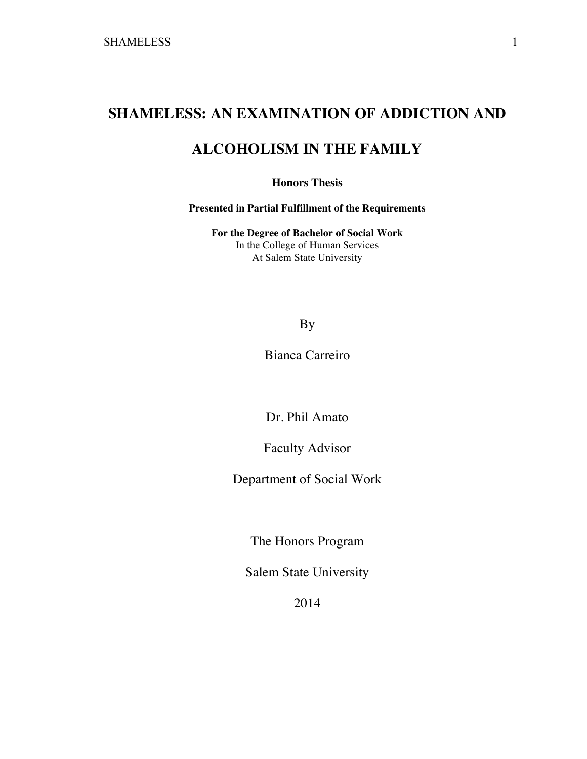# SHAMELESS: AN EXAMINATION OF ADDICTION AND ALCOHOLISM IN THE FAMILY

**Honors Thesis**

**Presented in Partial Fulfillment of the Requirements**

**For the Degree of Bachelor of Social Work**
In the College of Human Services
At Salem State University

By

Bianca Carreiro

Dr. Phil Amato

Faculty Advisor

Department of Social Work

The Honors Program

Salem State University

2014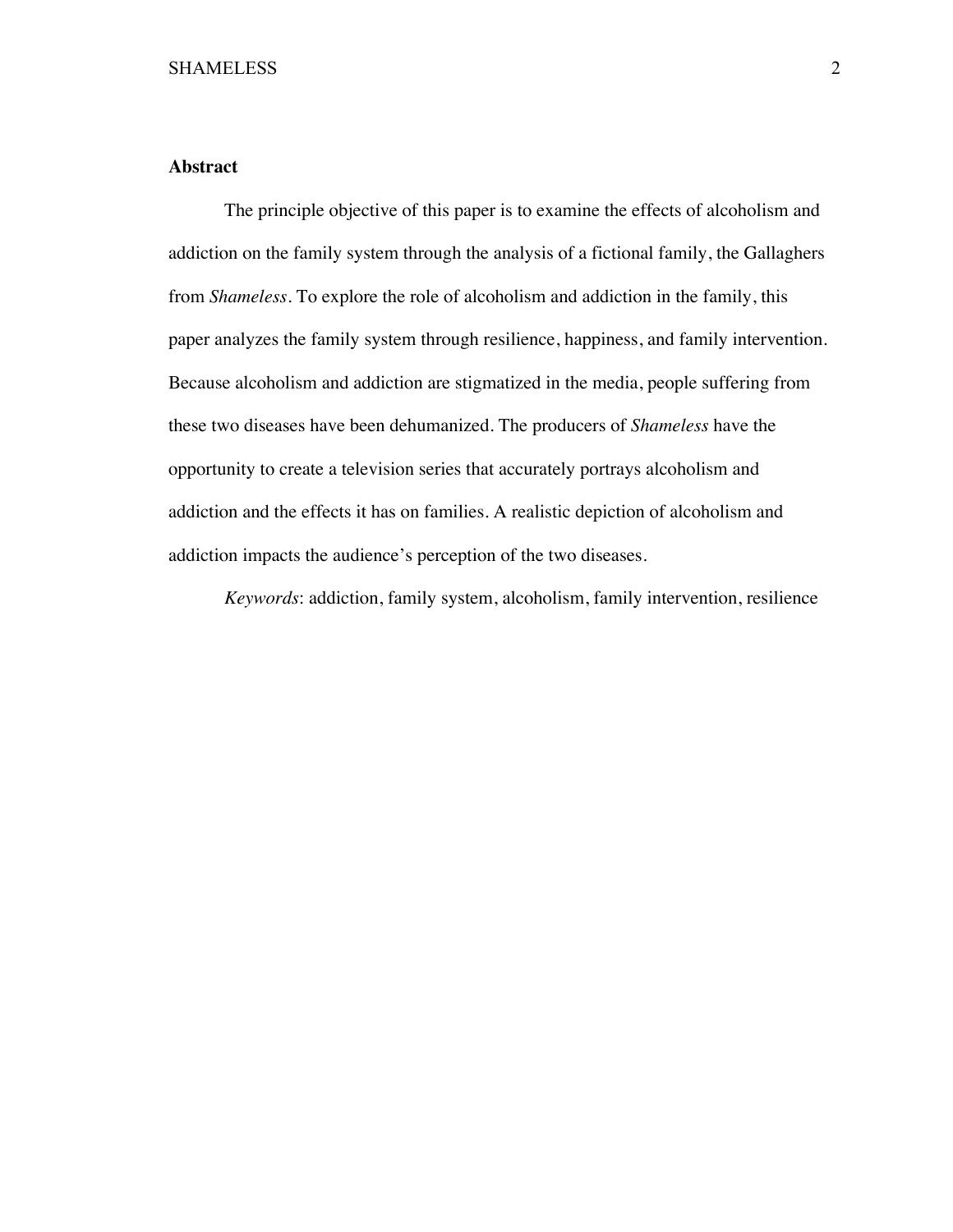## Abstract

The principle objective of this paper is to examine the effects of alcoholism and addiction on the family system through the analysis of a fictional family, the Gallaghers from *Shameless*. To explore the role of alcoholism and addiction in the family, this paper analyzes the family system through resilience, happiness, and family intervention. Because alcoholism and addiction are stigmatized in the media, people suffering from these two diseases have been dehumanized. The producers of *Shameless* have the opportunity to create a television series that accurately portrays alcoholism and addiction and the effects it has on families. A realistic depiction of alcoholism and addiction impacts the audience's perception of the two diseases.

*Keywords*: addiction, family system, alcoholism, family intervention, resilience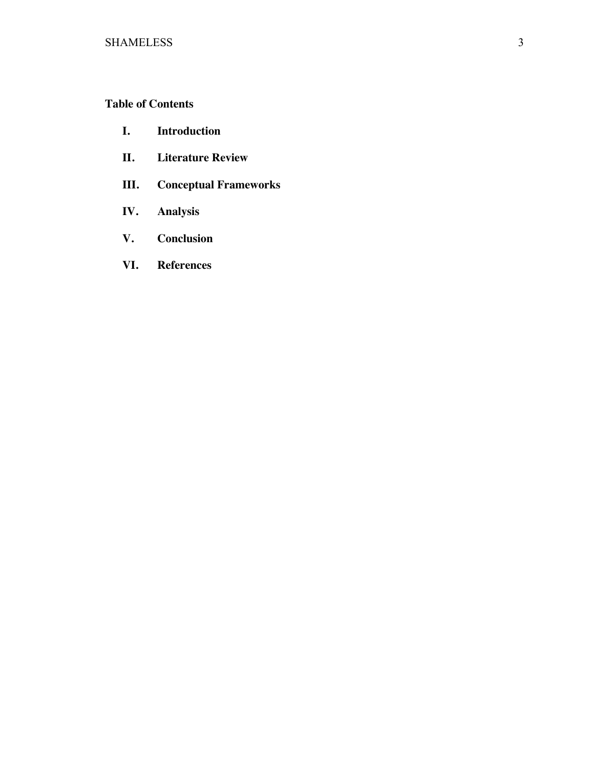**Table of Contents**

I. **Introduction**

II. **Literature Review**

III. **Conceptual Frameworks**

IV. **Analysis**

V. **Conclusion**

VI. **References**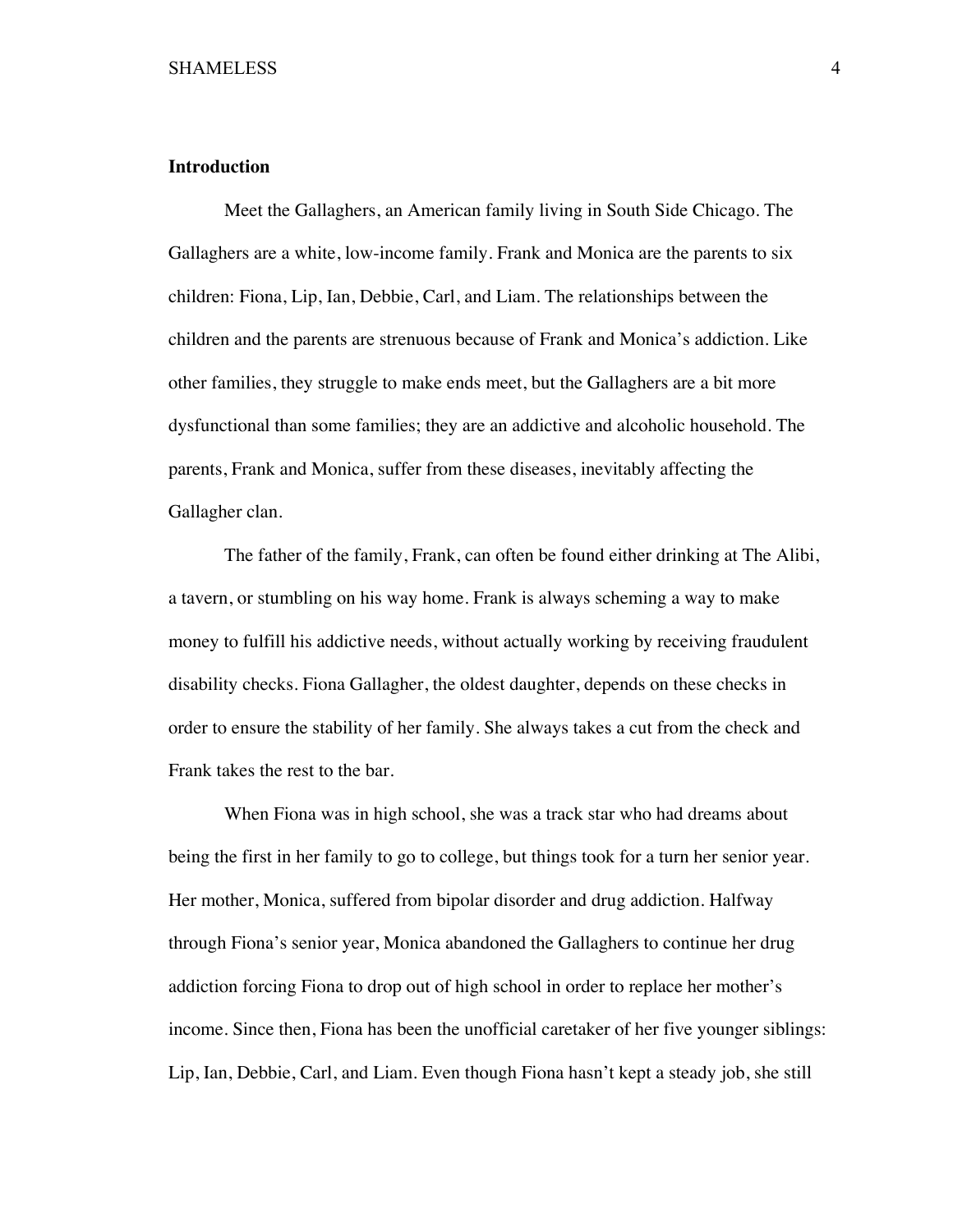## Introduction

Meet the Gallaghers, an American family living in South Side Chicago. The Gallaghers are a white, low-income family. Frank and Monica are the parents to six children: Fiona, Lip, Ian, Debbie, Carl, and Liam. The relationships between the children and the parents are strenuous because of Frank and Monica's addiction. Like other families, they struggle to make ends meet, but the Gallaghers are a bit more dysfunctional than some families; they are an addictive and alcoholic household. The parents, Frank and Monica, suffer from these diseases, inevitably affecting the Gallagher clan.

The father of the family, Frank, can often be found either drinking at The Alibi, a tavern, or stumbling on his way home. Frank is always scheming a way to make money to fulfill his addictive needs, without actually working by receiving fraudulent disability checks. Fiona Gallagher, the oldest daughter, depends on these checks in order to ensure the stability of her family. She always takes a cut from the check and Frank takes the rest to the bar.

When Fiona was in high school, she was a track star who had dreams about being the first in her family to go to college, but things took for a turn her senior year. Her mother, Monica, suffered from bipolar disorder and drug addiction. Halfway through Fiona's senior year, Monica abandoned the Gallaghers to continue her drug addiction forcing Fiona to drop out of high school in order to replace her mother's income. Since then, Fiona has been the unofficial caretaker of her five younger siblings: Lip, Ian, Debbie, Carl, and Liam. Even though Fiona hasn't kept a steady job, she still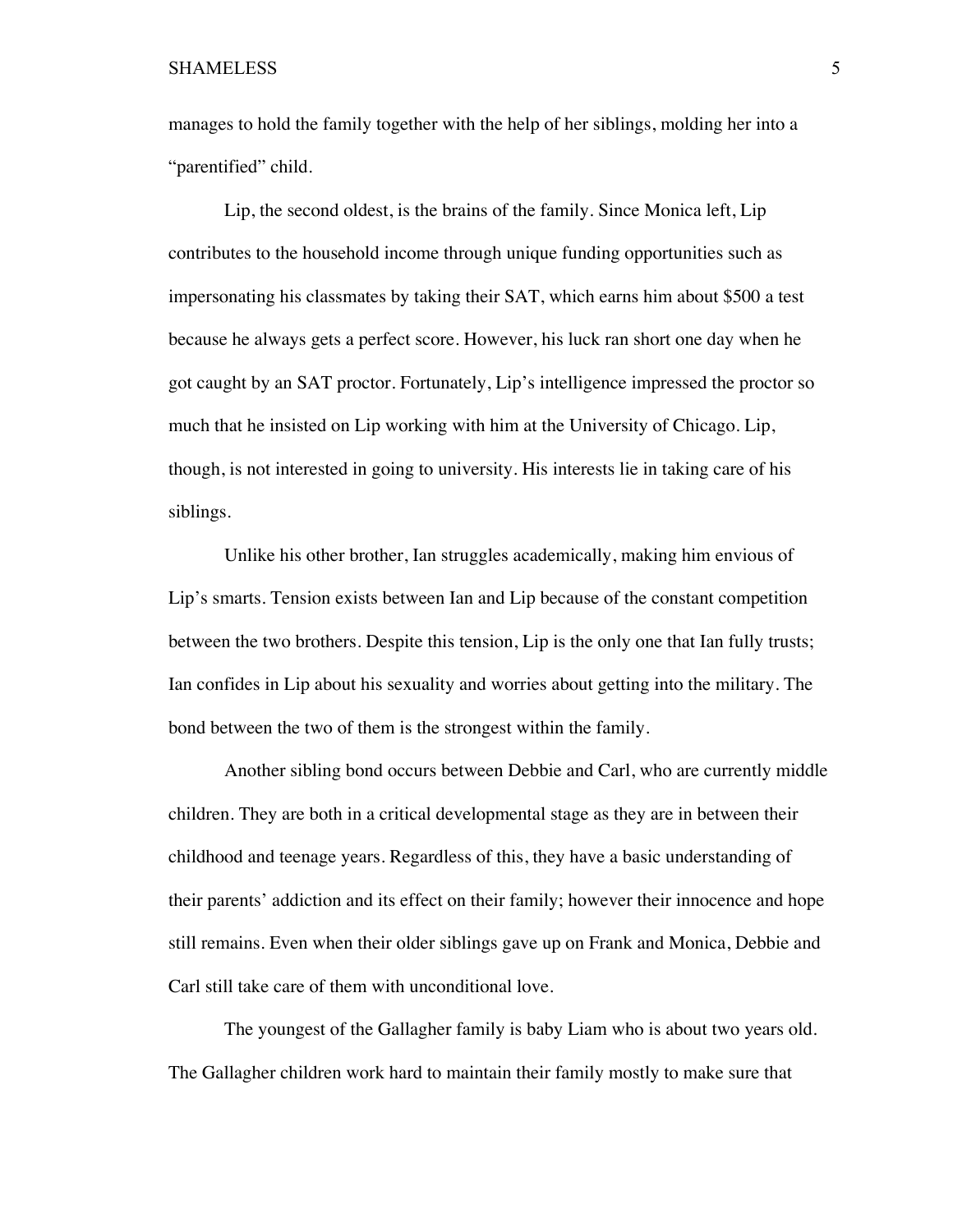manages to hold the family together with the help of her siblings, molding her into a "parentified" child.

Lip, the second oldest, is the brains of the family. Since Monica left, Lip contributes to the household income through unique funding opportunities such as impersonating his classmates by taking their SAT, which earns him about $500 a test because he always gets a perfect score. However, his luck ran short one day when he got caught by an SAT proctor. Fortunately, Lip's intelligence impressed the proctor so much that he insisted on Lip working with him at the University of Chicago. Lip, though, is not interested in going to university. His interests lie in taking care of his siblings.

Unlike his other brother, Ian struggles academically, making him envious of Lip's smarts. Tension exists between Ian and Lip because of the constant competition between the two brothers. Despite this tension, Lip is the only one that Ian fully trusts; Ian confides in Lip about his sexuality and worries about getting into the military. The bond between the two of them is the strongest within the family.

Another sibling bond occurs between Debbie and Carl, who are currently middle children. They are both in a critical developmental stage as they are in between their childhood and teenage years. Regardless of this, they have a basic understanding of their parents' addiction and its effect on their family; however their innocence and hope still remains. Even when their older siblings gave up on Frank and Monica, Debbie and Carl still take care of them with unconditional love.

The youngest of the Gallagher family is baby Liam who is about two years old. The Gallagher children work hard to maintain their family mostly to make sure that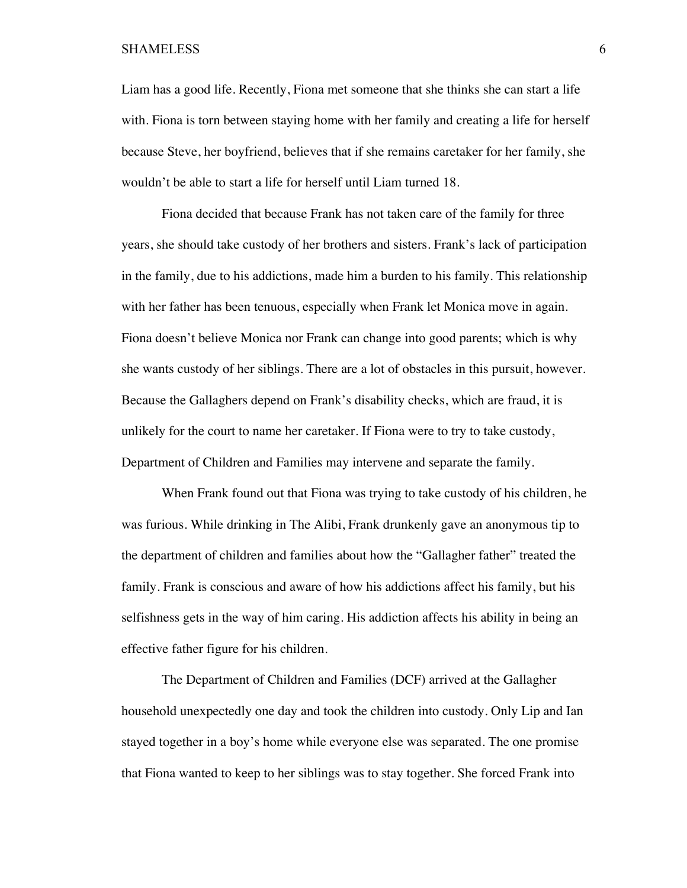Liam has a good life. Recently, Fiona met someone that she thinks she can start a life with. Fiona is torn between staying home with her family and creating a life for herself because Steve, her boyfriend, believes that if she remains caretaker for her family, she wouldn't be able to start a life for herself until Liam turned 18.

Fiona decided that because Frank has not taken care of the family for three years, she should take custody of her brothers and sisters. Frank's lack of participation in the family, due to his addictions, made him a burden to his family. This relationship with her father has been tenuous, especially when Frank let Monica move in again. Fiona doesn't believe Monica nor Frank can change into good parents; which is why she wants custody of her siblings. There are a lot of obstacles in this pursuit, however. Because the Gallaghers depend on Frank's disability checks, which are fraud, it is unlikely for the court to name her caretaker. If Fiona were to try to take custody, Department of Children and Families may intervene and separate the family.

When Frank found out that Fiona was trying to take custody of his children, he was furious. While drinking in The Alibi, Frank drunkenly gave an anonymous tip to the department of children and families about how the "Gallagher father" treated the family. Frank is conscious and aware of how his addictions affect his family, but his selfishness gets in the way of him caring. His addiction affects his ability in being an effective father figure for his children.

The Department of Children and Families (DCF) arrived at the Gallagher household unexpectedly one day and took the children into custody. Only Lip and Ian stayed together in a boy's home while everyone else was separated. The one promise that Fiona wanted to keep to her siblings was to stay together. She forced Frank into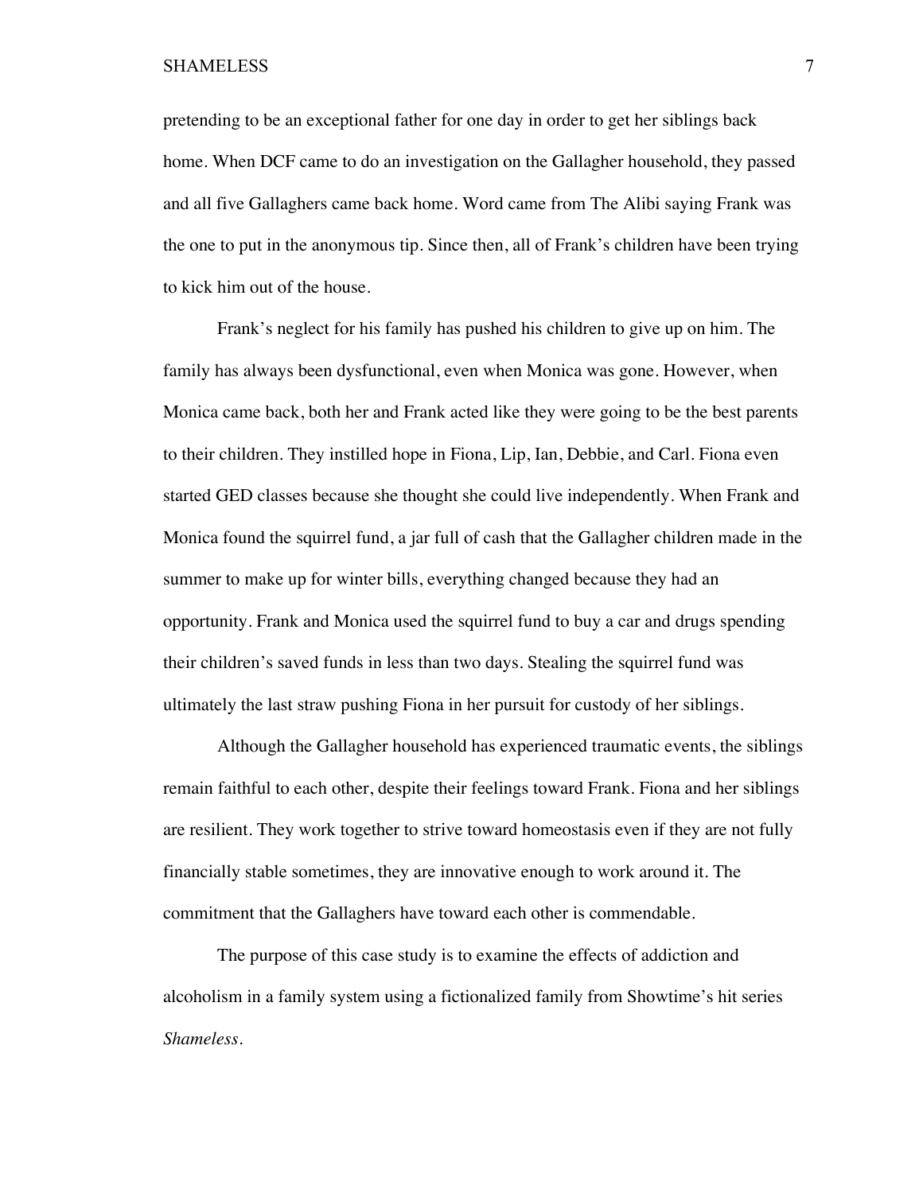pretending to be an exceptional father for one day in order to get her siblings back home. When DCF came to do an investigation on the Gallagher household, they passed and all five Gallaghers came back home. Word came from The Alibi saying Frank was the one to put in the anonymous tip. Since then, all of Frank's children have been trying to kick him out of the house.

Frank's neglect for his family has pushed his children to give up on him. The family has always been dysfunctional, even when Monica was gone. However, when Monica came back, both her and Frank acted like they were going to be the best parents to their children. They instilled hope in Fiona, Lip, Ian, Debbie, and Carl. Fiona even started GED classes because she thought she could live independently. When Frank and Monica found the squirrel fund, a jar full of cash that the Gallagher children made in the summer to make up for winter bills, everything changed because they had an opportunity. Frank and Monica used the squirrel fund to buy a car and drugs spending their children's saved funds in less than two days. Stealing the squirrel fund was ultimately the last straw pushing Fiona in her pursuit for custody of her siblings.

Although the Gallagher household has experienced traumatic events, the siblings remain faithful to each other, despite their feelings toward Frank. Fiona and her siblings are resilient. They work together to strive toward homeostasis even if they are not fully financially stable sometimes, they are innovative enough to work around it. The commitment that the Gallaghers have toward each other is commendable.

The purpose of this case study is to examine the effects of addiction and alcoholism in a family system using a fictionalized family from Showtime's hit series *Shameless*.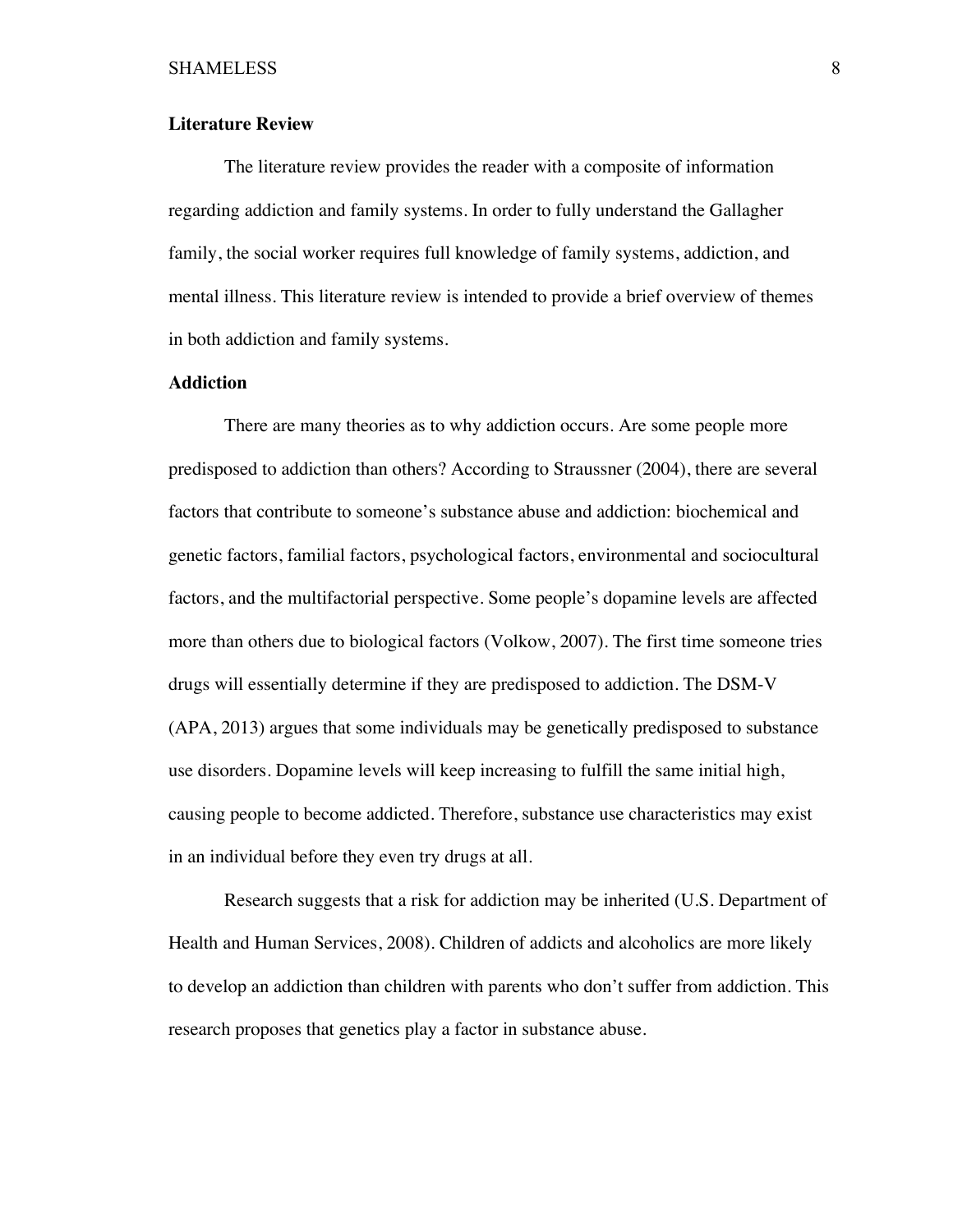## Literature Review

The literature review provides the reader with a composite of information regarding addiction and family systems. In order to fully understand the Gallagher family, the social worker requires full knowledge of family systems, addiction, and mental illness. This literature review is intended to provide a brief overview of themes in both addiction and family systems.

## Addiction

There are many theories as to why addiction occurs. Are some people more predisposed to addiction than others? According to Straussner (2004), there are several factors that contribute to someone's substance abuse and addiction: biochemical and genetic factors, familial factors, psychological factors, environmental and sociocultural factors, and the multifactorial perspective. Some people's dopamine levels are affected more than others due to biological factors (Volkow, 2007). The first time someone tries drugs will essentially determine if they are predisposed to addiction. The DSM-V (APA, 2013) argues that some individuals may be genetically predisposed to substance use disorders. Dopamine levels will keep increasing to fulfill the same initial high, causing people to become addicted. Therefore, substance use characteristics may exist in an individual before they even try drugs at all.

Research suggests that a risk for addiction may be inherited (U.S. Department of Health and Human Services, 2008). Children of addicts and alcoholics are more likely to develop an addiction than children with parents who don't suffer from addiction. This research proposes that genetics play a factor in substance abuse.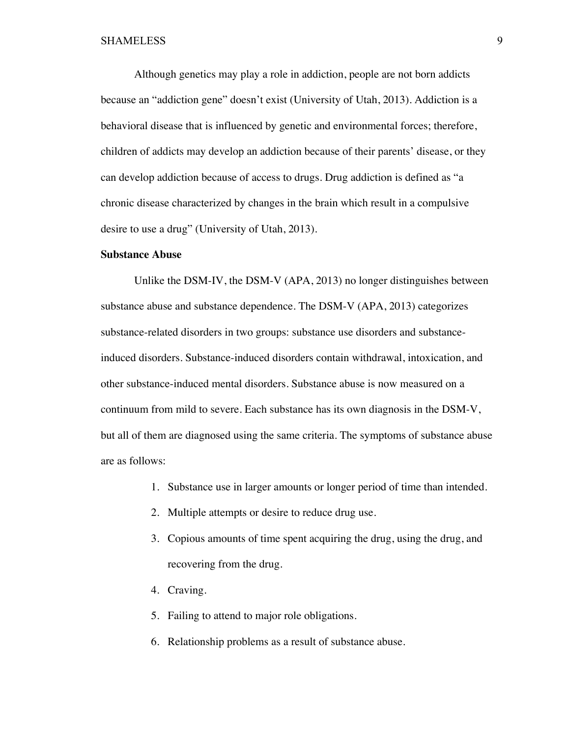Although genetics may play a role in addiction, people are not born addicts because an "addiction gene" doesn't exist (University of Utah, 2013). Addiction is a behavioral disease that is influenced by genetic and environmental forces; therefore, children of addicts may develop an addiction because of their parents' disease, or they can develop addiction because of access to drugs. Drug addiction is defined as "a chronic disease characterized by changes in the brain which result in a compulsive desire to use a drug" (University of Utah, 2013).

**Substance Abuse**

Unlike the DSM-IV, the DSM-V (APA, 2013) no longer distinguishes between substance abuse and substance dependence. The DSM-V (APA, 2013) categorizes substance-related disorders in two groups: substance use disorders and substance-induced disorders. Substance-induced disorders contain withdrawal, intoxication, and other substance-induced mental disorders. Substance abuse is now measured on a continuum from mild to severe. Each substance has its own diagnosis in the DSM-V, but all of them are diagnosed using the same criteria. The symptoms of substance abuse are as follows:

1. Substance use in larger amounts or longer period of time than intended.
2. Multiple attempts or desire to reduce drug use.
3. Copious amounts of time spent acquiring the drug, using the drug, and recovering from the drug.
4. Craving.
5. Failing to attend to major role obligations.
6. Relationship problems as a result of substance abuse.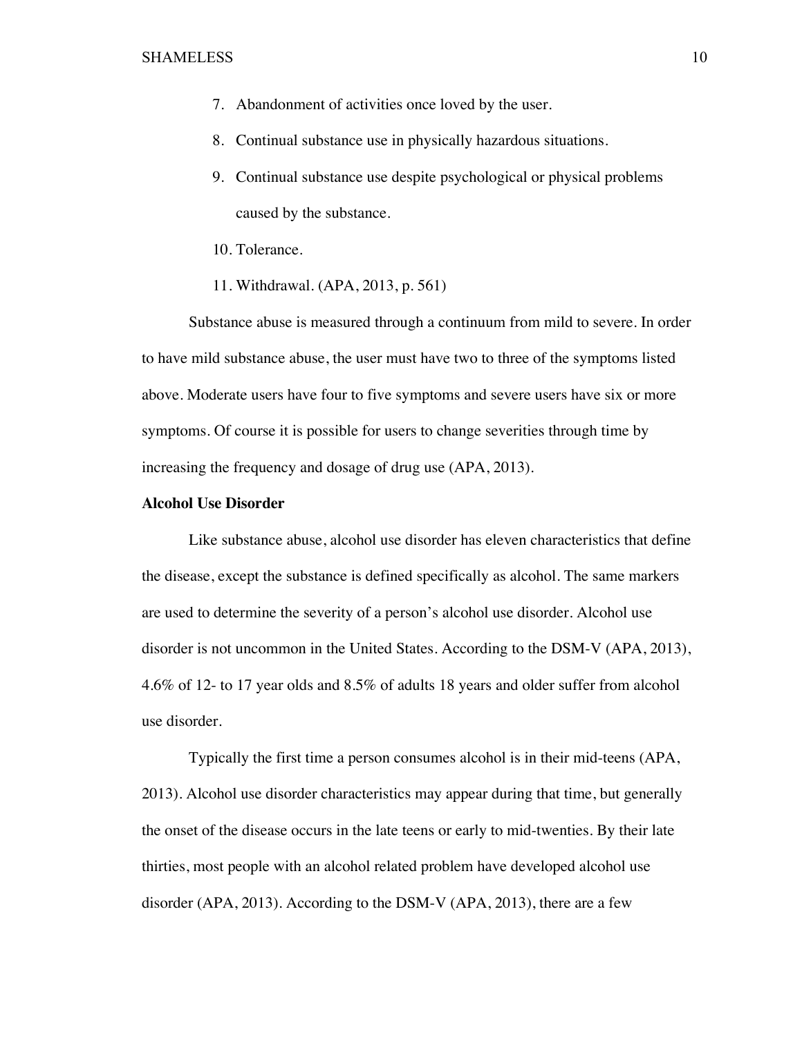7. Abandonment of activities once loved by the user.
8. Continual substance use in physically hazardous situations.
9. Continual substance use despite psychological or physical problems caused by the substance.
10. Tolerance.
11. Withdrawal. (APA, 2013, p. 561)

Substance abuse is measured through a continuum from mild to severe. In order to have mild substance abuse, the user must have two to three of the symptoms listed above. Moderate users have four to five symptoms and severe users have six or more symptoms. Of course it is possible for users to change severities through time by increasing the frequency and dosage of drug use (APA, 2013).

**Alcohol Use Disorder**

Like substance abuse, alcohol use disorder has eleven characteristics that define the disease, except the substance is defined specifically as alcohol. The same markers are used to determine the severity of a person's alcohol use disorder. Alcohol use disorder is not uncommon in the United States. According to the DSM-V (APA, 2013), 4.6% of 12- to 17 year olds and 8.5% of adults 18 years and older suffer from alcohol use disorder.

Typically the first time a person consumes alcohol is in their mid-teens (APA, 2013). Alcohol use disorder characteristics may appear during that time, but generally the onset of the disease occurs in the late teens or early to mid-twenties. By their late thirties, most people with an alcohol related problem have developed alcohol use disorder (APA, 2013). According to the DSM-V (APA, 2013), there are a few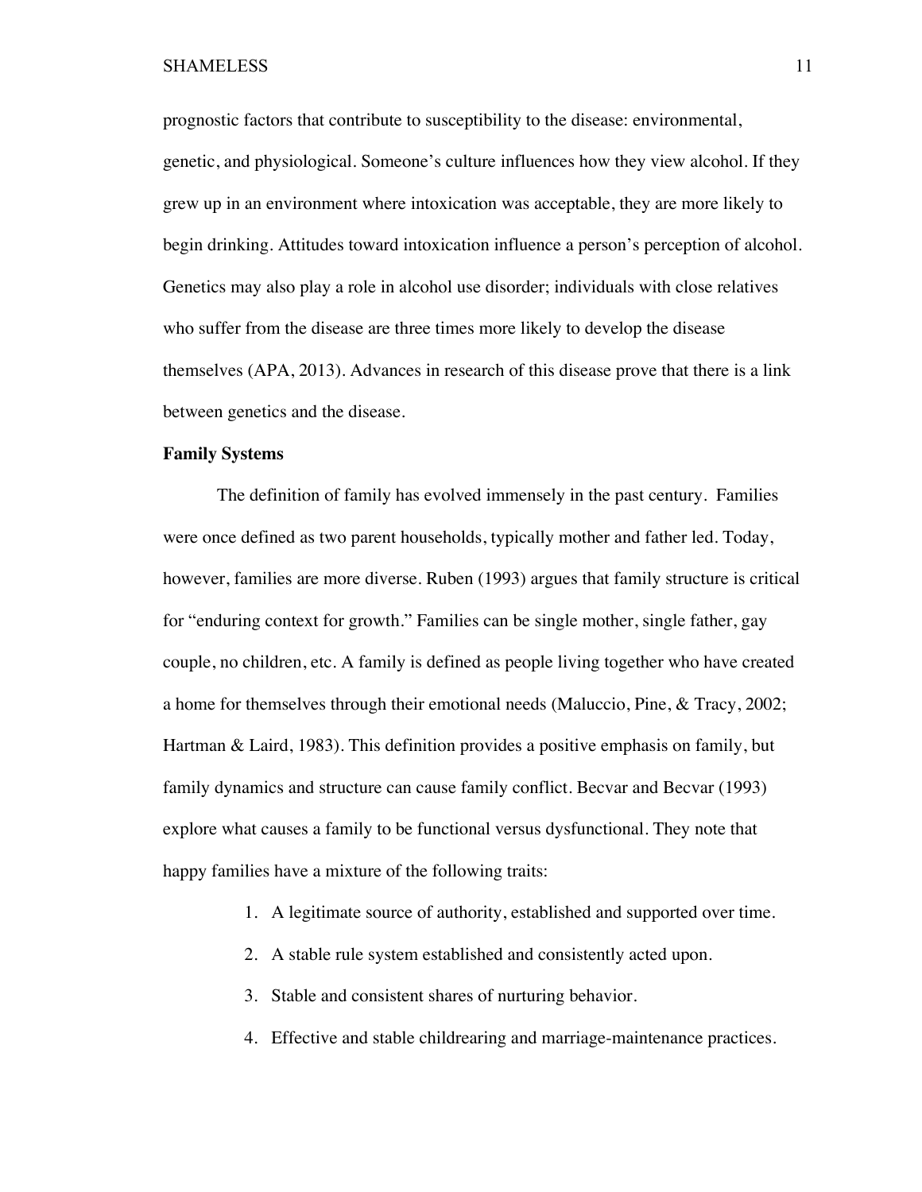prognostic factors that contribute to susceptibility to the disease: environmental, genetic, and physiological. Someone's culture influences how they view alcohol. If they grew up in an environment where intoxication was acceptable, they are more likely to begin drinking. Attitudes toward intoxication influence a person's perception of alcohol. Genetics may also play a role in alcohol use disorder; individuals with close relatives who suffer from the disease are three times more likely to develop the disease themselves (APA, 2013). Advances in research of this disease prove that there is a link between genetics and the disease.

**Family Systems**

The definition of family has evolved immensely in the past century. Families were once defined as two parent households, typically mother and father led. Today, however, families are more diverse. Ruben (1993) argues that family structure is critical for "enduring context for growth." Families can be single mother, single father, gay couple, no children, etc. A family is defined as people living together who have created a home for themselves through their emotional needs (Maluccio, Pine, & Tracy, 2002; Hartman & Laird, 1983). This definition provides a positive emphasis on family, but family dynamics and structure can cause family conflict. Becvar and Becvar (1993) explore what causes a family to be functional versus dysfunctional. They note that happy families have a mixture of the following traits:

1. A legitimate source of authority, established and supported over time.
2. A stable rule system established and consistently acted upon.
3. Stable and consistent shares of nurturing behavior.
4. Effective and stable childrearing and marriage-maintenance practices.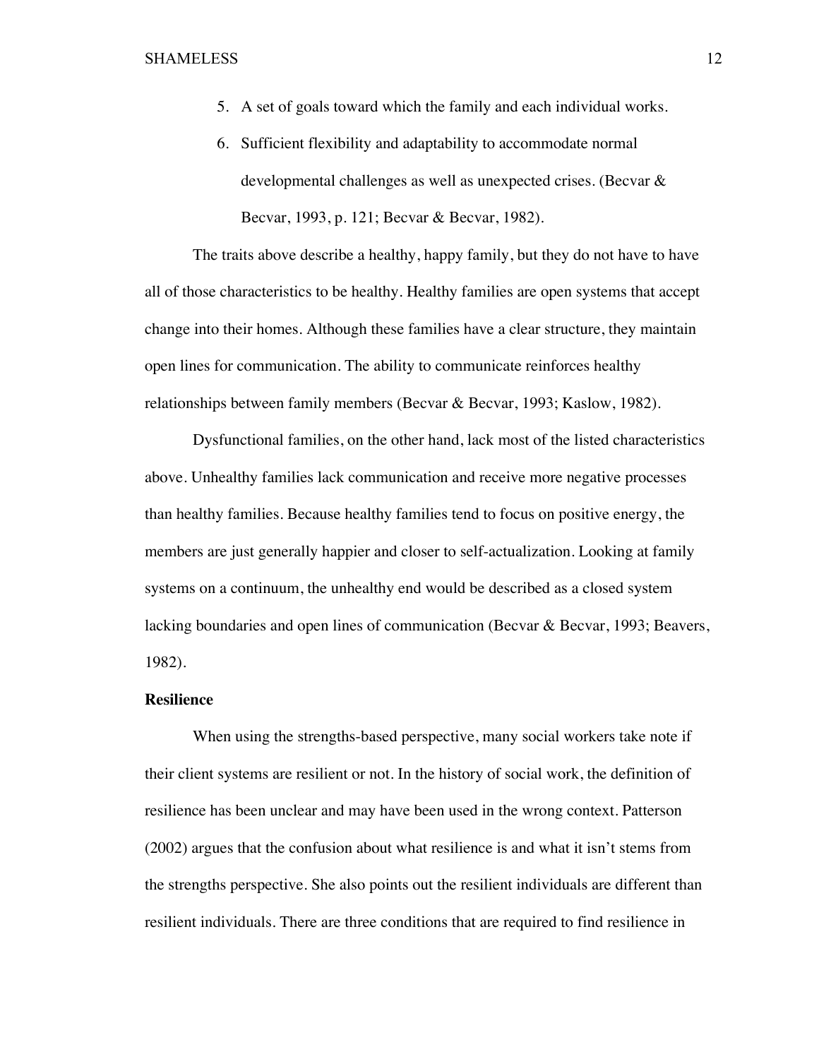5. A set of goals toward which the family and each individual works.
6. Sufficient flexibility and adaptability to accommodate normal developmental challenges as well as unexpected crises. (Becvar & Becvar, 1993, p. 121; Becvar & Becvar, 1982).

The traits above describe a healthy, happy family, but they do not have to have all of those characteristics to be healthy. Healthy families are open systems that accept change into their homes. Although these families have a clear structure, they maintain open lines for communication. The ability to communicate reinforces healthy relationships between family members (Becvar & Becvar, 1993; Kaslow, 1982).

Dysfunctional families, on the other hand, lack most of the listed characteristics above. Unhealthy families lack communication and receive more negative processes than healthy families. Because healthy families tend to focus on positive energy, the members are just generally happier and closer to self-actualization. Looking at family systems on a continuum, the unhealthy end would be described as a closed system lacking boundaries and open lines of communication (Becvar & Becvar, 1993; Beavers, 1982).

**Resilience**

When using the strengths-based perspective, many social workers take note if their client systems are resilient or not. In the history of social work, the definition of resilience has been unclear and may have been used in the wrong context. Patterson (2002) argues that the confusion about what resilience is and what it isn't stems from the strengths perspective. She also points out the resilient individuals are different than resilient individuals. There are three conditions that are required to find resilience in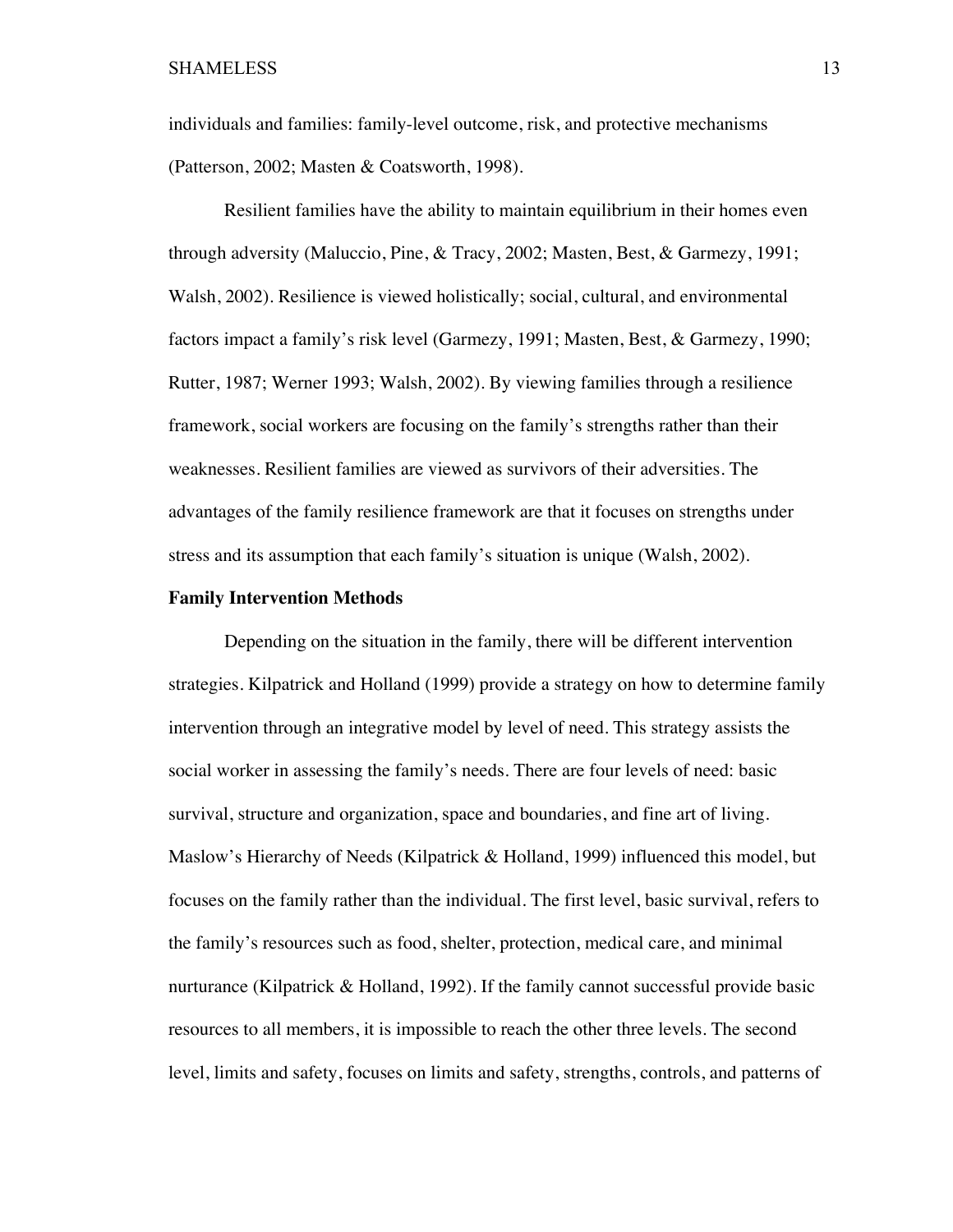individuals and families: family-level outcome, risk, and protective mechanisms (Patterson, 2002; Masten & Coatsworth, 1998).

Resilient families have the ability to maintain equilibrium in their homes even through adversity (Maluccio, Pine, & Tracy, 2002; Masten, Best, & Garmezy, 1991; Walsh, 2002). Resilience is viewed holistically; social, cultural, and environmental factors impact a family's risk level (Garmezy, 1991; Masten, Best, & Garmezy, 1990; Rutter, 1987; Werner 1993; Walsh, 2002). By viewing families through a resilience framework, social workers are focusing on the family's strengths rather than their weaknesses. Resilient families are viewed as survivors of their adversities. The advantages of the family resilience framework are that it focuses on strengths under stress and its assumption that each family's situation is unique (Walsh, 2002).

**Family Intervention Methods**

Depending on the situation in the family, there will be different intervention strategies. Kilpatrick and Holland (1999) provide a strategy on how to determine family intervention through an integrative model by level of need. This strategy assists the social worker in assessing the family's needs. There are four levels of need: basic survival, structure and organization, space and boundaries, and fine art of living. Maslow's Hierarchy of Needs (Kilpatrick & Holland, 1999) influenced this model, but focuses on the family rather than the individual. The first level, basic survival, refers to the family's resources such as food, shelter, protection, medical care, and minimal nurturance (Kilpatrick & Holland, 1992). If the family cannot successful provide basic resources to all members, it is impossible to reach the other three levels. The second level, limits and safety, focuses on limits and safety, strengths, controls, and patterns of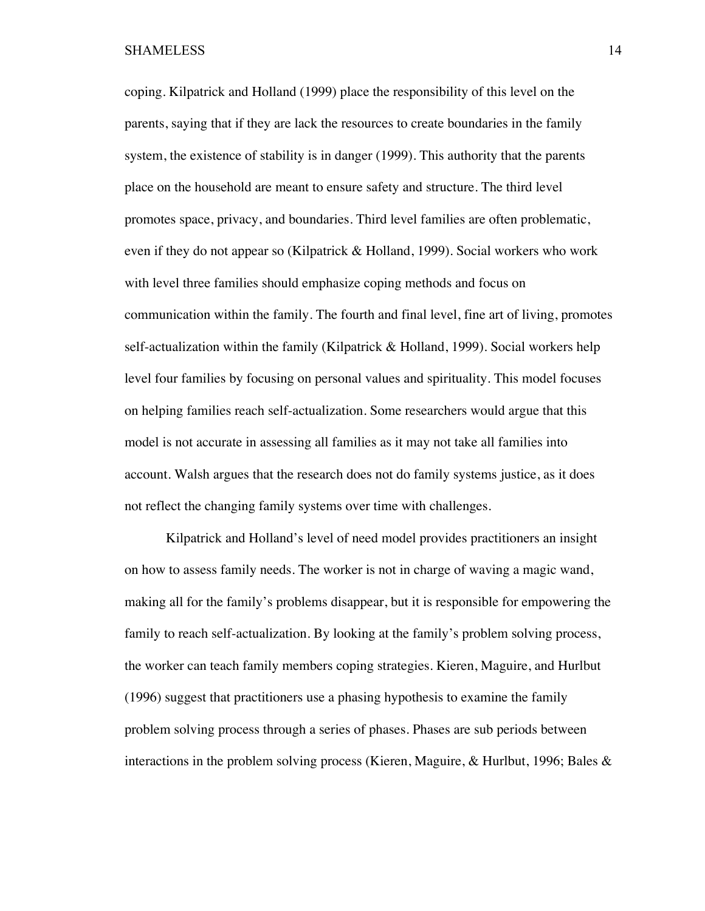coping. Kilpatrick and Holland (1999) place the responsibility of this level on the parents, saying that if they are lack the resources to create boundaries in the family system, the existence of stability is in danger (1999). This authority that the parents place on the household are meant to ensure safety and structure. The third level promotes space, privacy, and boundaries. Third level families are often problematic, even if they do not appear so (Kilpatrick & Holland, 1999). Social workers who work with level three families should emphasize coping methods and focus on communication within the family. The fourth and final level, fine art of living, promotes self-actualization within the family (Kilpatrick & Holland, 1999). Social workers help level four families by focusing on personal values and spirituality. This model focuses on helping families reach self-actualization. Some researchers would argue that this model is not accurate in assessing all families as it may not take all families into account. Walsh argues that the research does not do family systems justice, as it does not reflect the changing family systems over time with challenges.

Kilpatrick and Holland's level of need model provides practitioners an insight on how to assess family needs. The worker is not in charge of waving a magic wand, making all for the family's problems disappear, but it is responsible for empowering the family to reach self-actualization. By looking at the family's problem solving process, the worker can teach family members coping strategies. Kieren, Maguire, and Hurlbut (1996) suggest that practitioners use a phasing hypothesis to examine the family problem solving process through a series of phases. Phases are sub periods between interactions in the problem solving process (Kieren, Maguire, & Hurlbut, 1996; Bales &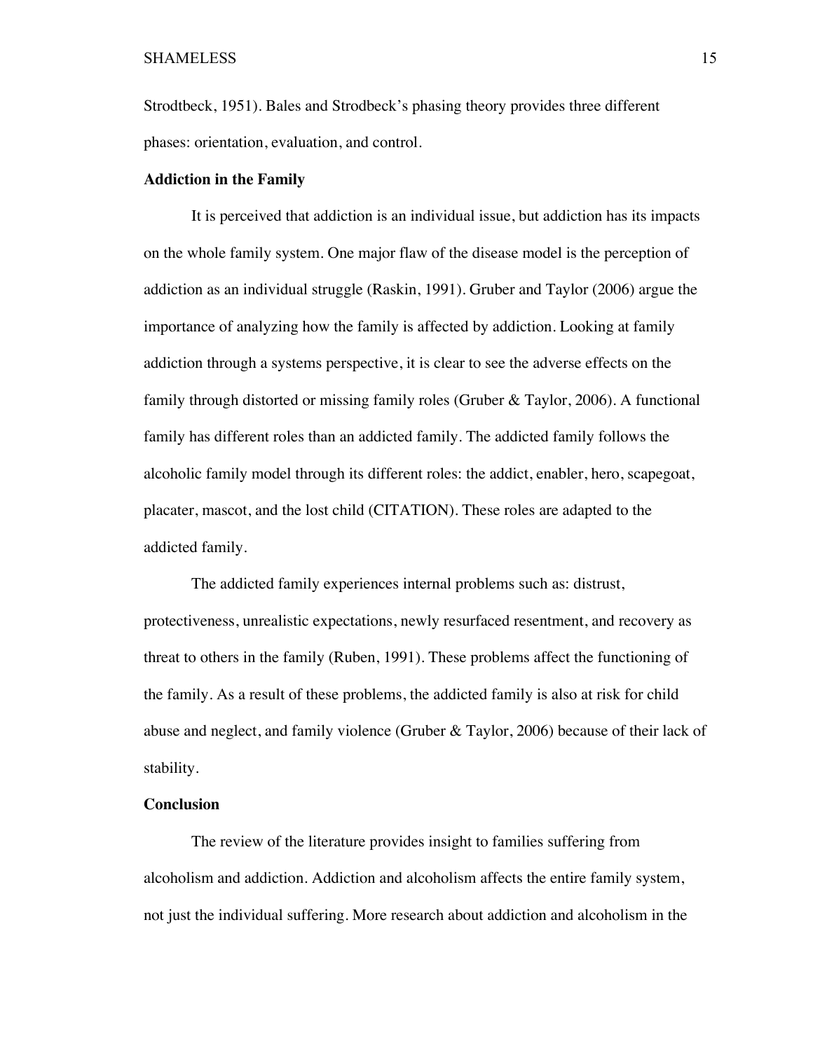Strodtbeck, 1951). Bales and Strodbeck's phasing theory provides three different phases: orientation, evaluation, and control.

**Addiction in the Family**

It is perceived that addiction is an individual issue, but addiction has its impacts on the whole family system. One major flaw of the disease model is the perception of addiction as an individual struggle (Raskin, 1991). Gruber and Taylor (2006) argue the importance of analyzing how the family is affected by addiction. Looking at family addiction through a systems perspective, it is clear to see the adverse effects on the family through distorted or missing family roles (Gruber & Taylor, 2006). A functional family has different roles than an addicted family. The addicted family follows the alcoholic family model through its different roles: the addict, enabler, hero, scapegoat, placater, mascot, and the lost child (CITATION). These roles are adapted to the addicted family.

The addicted family experiences internal problems such as: distrust, protectiveness, unrealistic expectations, newly resurfaced resentment, and recovery as threat to others in the family (Ruben, 1991). These problems affect the functioning of the family. As a result of these problems, the addicted family is also at risk for child abuse and neglect, and family violence (Gruber & Taylor, 2006) because of their lack of stability.

**Conclusion**

The review of the literature provides insight to families suffering from alcoholism and addiction. Addiction and alcoholism affects the entire family system, not just the individual suffering. More research about addiction and alcoholism in the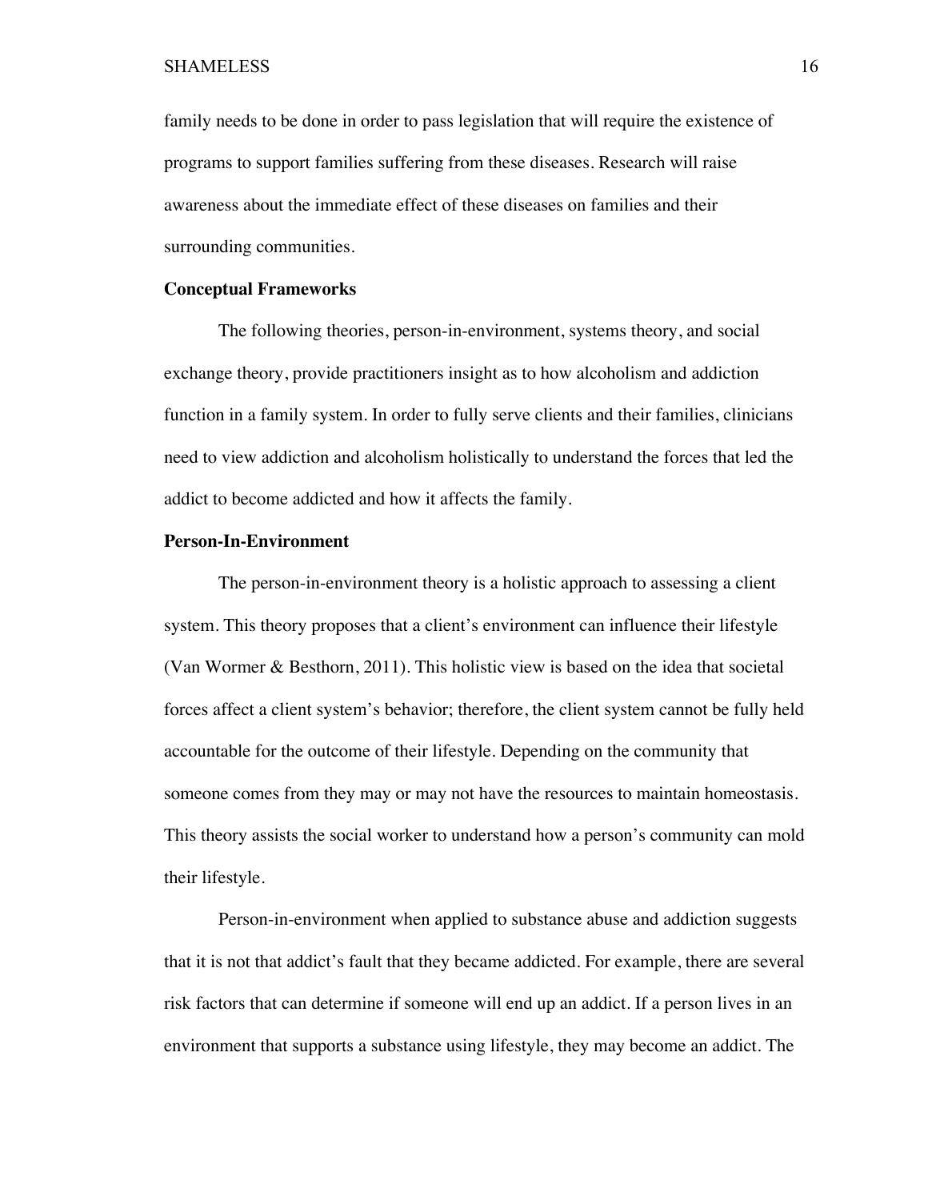family needs to be done in order to pass legislation that will require the existence of programs to support families suffering from these diseases. Research will raise awareness about the immediate effect of these diseases on families and their surrounding communities.

## Conceptual Frameworks

The following theories, person-in-environment, systems theory, and social exchange theory, provide practitioners insight as to how alcoholism and addiction function in a family system. In order to fully serve clients and their families, clinicians need to view addiction and alcoholism holistically to understand the forces that led the addict to become addicted and how it affects the family.

## Person-In-Environment

The person-in-environment theory is a holistic approach to assessing a client system. This theory proposes that a client's environment can influence their lifestyle (Van Wormer & Besthorn, 2011). This holistic view is based on the idea that societal forces affect a client system's behavior; therefore, the client system cannot be fully held accountable for the outcome of their lifestyle. Depending on the community that someone comes from they may or may not have the resources to maintain homeostasis. This theory assists the social worker to understand how a person's community can mold their lifestyle.

Person-in-environment when applied to substance abuse and addiction suggests that it is not that addict's fault that they became addicted. For example, there are several risk factors that can determine if someone will end up an addict. If a person lives in an environment that supports a substance using lifestyle, they may become an addict. The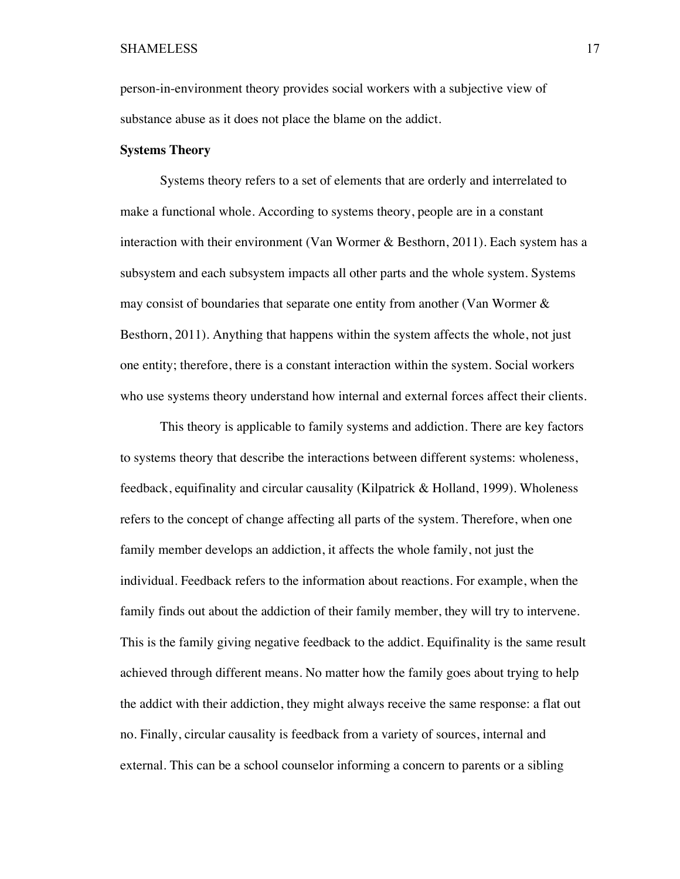person-in-environment theory provides social workers with a subjective view of substance abuse as it does not place the blame on the addict.

**Systems Theory**

Systems theory refers to a set of elements that are orderly and interrelated to make a functional whole. According to systems theory, people are in a constant interaction with their environment (Van Wormer & Besthorn, 2011). Each system has a subsystem and each subsystem impacts all other parts and the whole system. Systems may consist of boundaries that separate one entity from another (Van Wormer & Besthorn, 2011). Anything that happens within the system affects the whole, not just one entity; therefore, there is a constant interaction within the system. Social workers who use systems theory understand how internal and external forces affect their clients.

This theory is applicable to family systems and addiction. There are key factors to systems theory that describe the interactions between different systems: wholeness, feedback, equifinality and circular causality (Kilpatrick & Holland, 1999). Wholeness refers to the concept of change affecting all parts of the system. Therefore, when one family member develops an addiction, it affects the whole family, not just the individual. Feedback refers to the information about reactions. For example, when the family finds out about the addiction of their family member, they will try to intervene. This is the family giving negative feedback to the addict. Equifinality is the same result achieved through different means. No matter how the family goes about trying to help the addict with their addiction, they might always receive the same response: a flat out no. Finally, circular causality is feedback from a variety of sources, internal and external. This can be a school counselor informing a concern to parents or a sibling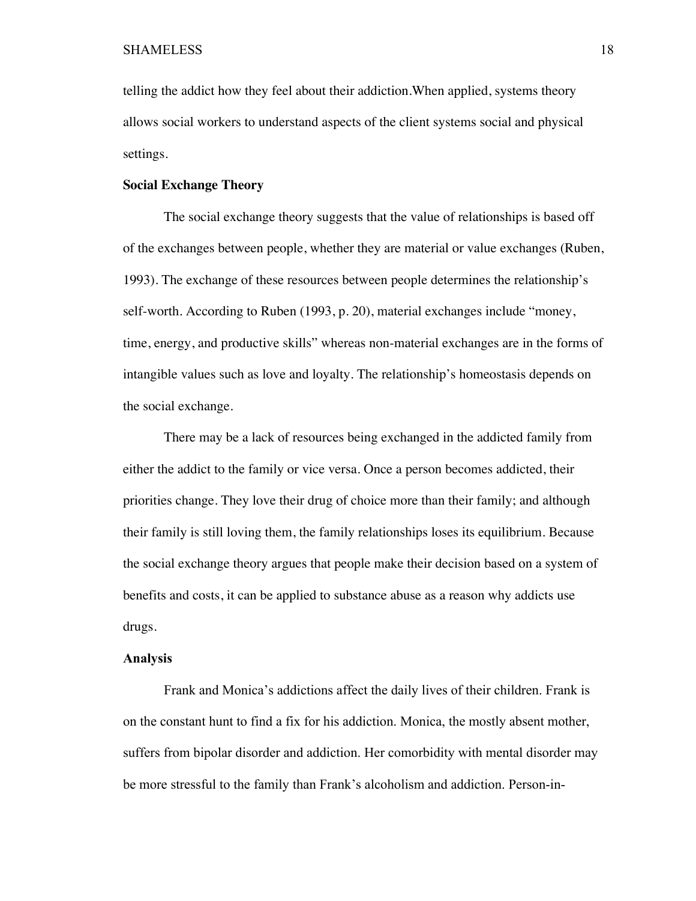telling the addict how they feel about their addiction.When applied, systems theory allows social workers to understand aspects of the client systems social and physical settings.

**Social Exchange Theory**

The social exchange theory suggests that the value of relationships is based off of the exchanges between people, whether they are material or value exchanges (Ruben, 1993). The exchange of these resources between people determines the relationship's self-worth. According to Ruben (1993, p. 20), material exchanges include "money, time, energy, and productive skills" whereas non-material exchanges are in the forms of intangible values such as love and loyalty. The relationship's homeostasis depends on the social exchange.

There may be a lack of resources being exchanged in the addicted family from either the addict to the family or vice versa. Once a person becomes addicted, their priorities change. They love their drug of choice more than their family; and although their family is still loving them, the family relationships loses its equilibrium. Because the social exchange theory argues that people make their decision based on a system of benefits and costs, it can be applied to substance abuse as a reason why addicts use drugs.

**Analysis**

Frank and Monica's addictions affect the daily lives of their children. Frank is on the constant hunt to find a fix for his addiction. Monica, the mostly absent mother, suffers from bipolar disorder and addiction. Her comorbidity with mental disorder may be more stressful to the family than Frank's alcoholism and addiction. Person-in-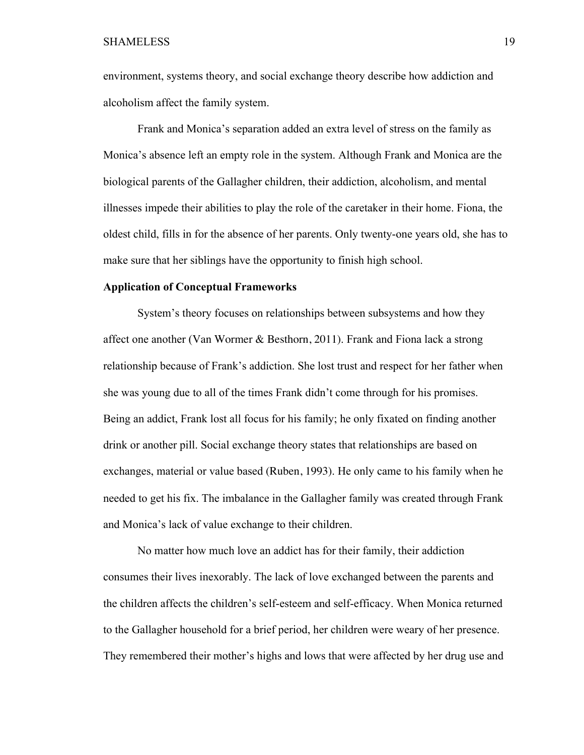environment, systems theory, and social exchange theory describe how addiction and alcoholism affect the family system.

Frank and Monica's separation added an extra level of stress on the family as Monica's absence left an empty role in the system. Although Frank and Monica are the biological parents of the Gallagher children, their addiction, alcoholism, and mental illnesses impede their abilities to play the role of the caretaker in their home. Fiona, the oldest child, fills in for the absence of her parents. Only twenty-one years old, she has to make sure that her siblings have the opportunity to finish high school.

**Application of Conceptual Frameworks**

System's theory focuses on relationships between subsystems and how they affect one another (Van Wormer & Besthorn, 2011). Frank and Fiona lack a strong relationship because of Frank's addiction. She lost trust and respect for her father when she was young due to all of the times Frank didn't come through for his promises. Being an addict, Frank lost all focus for his family; he only fixated on finding another drink or another pill. Social exchange theory states that relationships are based on exchanges, material or value based (Ruben, 1993). He only came to his family when he needed to get his fix. The imbalance in the Gallagher family was created through Frank and Monica's lack of value exchange to their children.

No matter how much love an addict has for their family, their addiction consumes their lives inexorably. The lack of love exchanged between the parents and the children affects the children's self-esteem and self-efficacy. When Monica returned to the Gallagher household for a brief period, her children were weary of her presence. They remembered their mother's highs and lows that were affected by her drug use and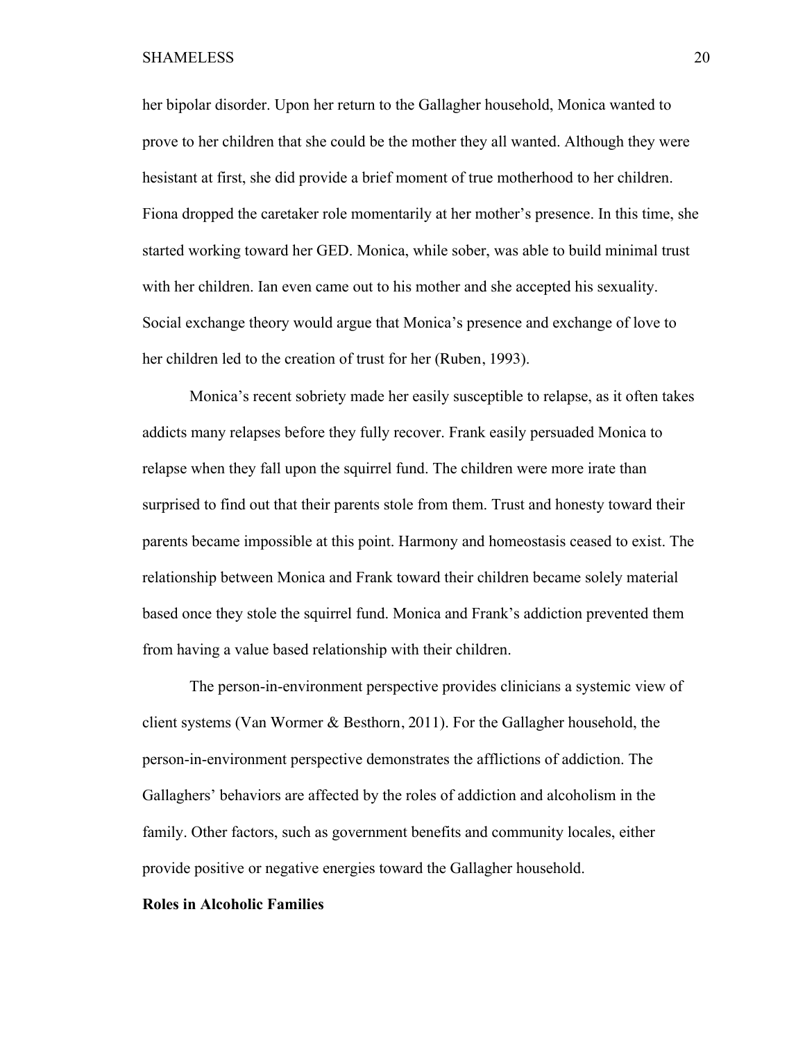her bipolar disorder. Upon her return to the Gallagher household, Monica wanted to prove to her children that she could be the mother they all wanted. Although they were hesistant at first, she did provide a brief moment of true motherhood to her children. Fiona dropped the caretaker role momentarily at her mother's presence. In this time, she started working toward her GED. Monica, while sober, was able to build minimal trust with her children. Ian even came out to his mother and she accepted his sexuality. Social exchange theory would argue that Monica's presence and exchange of love to her children led to the creation of trust for her (Ruben, 1993).

Monica's recent sobriety made her easily susceptible to relapse, as it often takes addicts many relapses before they fully recover. Frank easily persuaded Monica to relapse when they fall upon the squirrel fund. The children were more irate than surprised to find out that their parents stole from them. Trust and honesty toward their parents became impossible at this point. Harmony and homeostasis ceased to exist. The relationship between Monica and Frank toward their children became solely material based once they stole the squirrel fund. Monica and Frank's addiction prevented them from having a value based relationship with their children.

The person-in-environment perspective provides clinicians a systemic view of client systems (Van Wormer & Besthorn, 2011). For the Gallagher household, the person-in-environment perspective demonstrates the afflictions of addiction. The Gallaghers' behaviors are affected by the roles of addiction and alcoholism in the family. Other factors, such as government benefits and community locales, either provide positive or negative energies toward the Gallagher household.

**Roles in Alcoholic Families**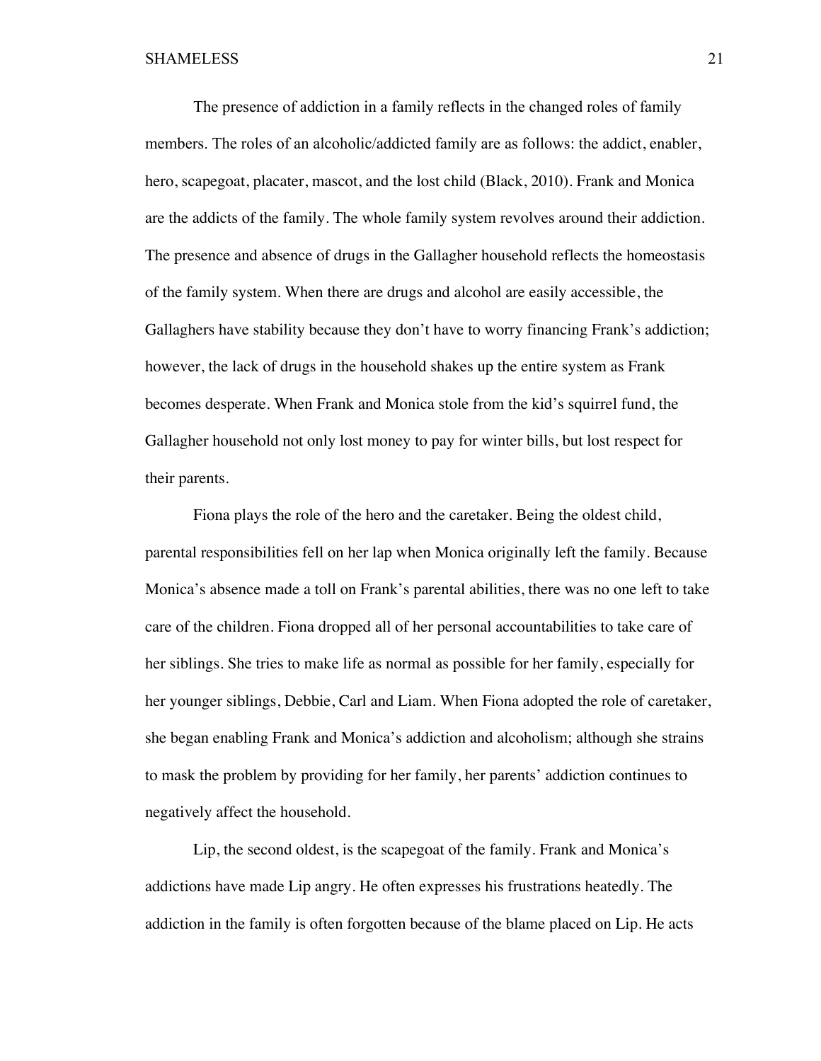The presence of addiction in a family reflects in the changed roles of family members. The roles of an alcoholic/addicted family are as follows: the addict, enabler, hero, scapegoat, placater, mascot, and the lost child (Black, 2010). Frank and Monica are the addicts of the family. The whole family system revolves around their addiction. The presence and absence of drugs in the Gallagher household reflects the homeostasis of the family system. When there are drugs and alcohol are easily accessible, the Gallaghers have stability because they don't have to worry financing Frank's addiction; however, the lack of drugs in the household shakes up the entire system as Frank becomes desperate. When Frank and Monica stole from the kid's squirrel fund, the Gallagher household not only lost money to pay for winter bills, but lost respect for their parents.

Fiona plays the role of the hero and the caretaker. Being the oldest child, parental responsibilities fell on her lap when Monica originally left the family. Because Monica's absence made a toll on Frank's parental abilities, there was no one left to take care of the children. Fiona dropped all of her personal accountabilities to take care of her siblings. She tries to make life as normal as possible for her family, especially for her younger siblings, Debbie, Carl and Liam. When Fiona adopted the role of caretaker, she began enabling Frank and Monica's addiction and alcoholism; although she strains to mask the problem by providing for her family, her parents' addiction continues to negatively affect the household.

Lip, the second oldest, is the scapegoat of the family. Frank and Monica's addictions have made Lip angry. He often expresses his frustrations heatedly. The addiction in the family is often forgotten because of the blame placed on Lip. He acts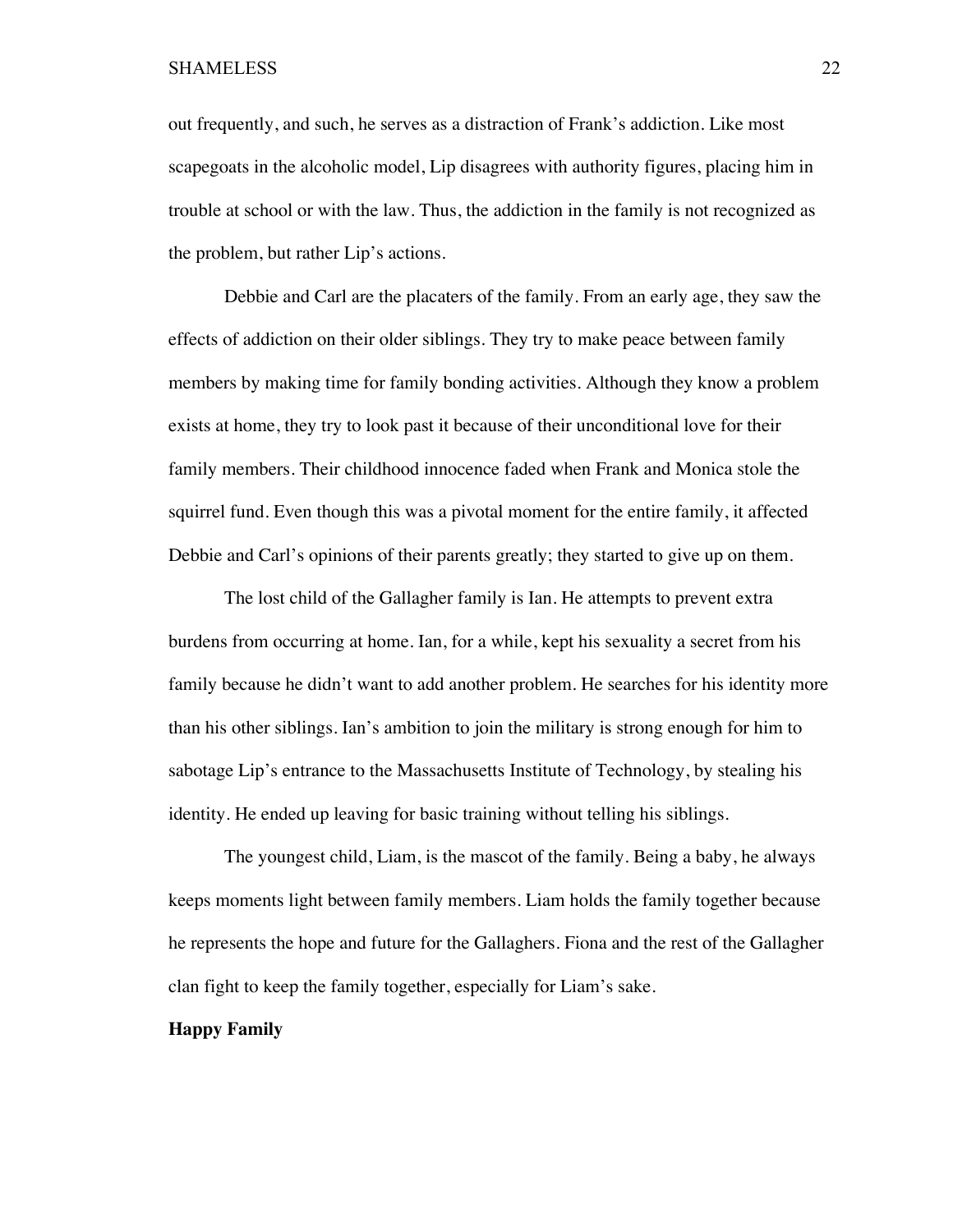out frequently, and such, he serves as a distraction of Frank's addiction. Like most scapegoats in the alcoholic model, Lip disagrees with authority figures, placing him in trouble at school or with the law. Thus, the addiction in the family is not recognized as the problem, but rather Lip's actions.

Debbie and Carl are the placaters of the family. From an early age, they saw the effects of addiction on their older siblings. They try to make peace between family members by making time for family bonding activities. Although they know a problem exists at home, they try to look past it because of their unconditional love for their family members. Their childhood innocence faded when Frank and Monica stole the squirrel fund. Even though this was a pivotal moment for the entire family, it affected Debbie and Carl's opinions of their parents greatly; they started to give up on them.

The lost child of the Gallagher family is Ian. He attempts to prevent extra burdens from occurring at home. Ian, for a while, kept his sexuality a secret from his family because he didn't want to add another problem. He searches for his identity more than his other siblings. Ian's ambition to join the military is strong enough for him to sabotage Lip's entrance to the Massachusetts Institute of Technology, by stealing his identity. He ended up leaving for basic training without telling his siblings.

The youngest child, Liam, is the mascot of the family. Being a baby, he always keeps moments light between family members. Liam holds the family together because he represents the hope and future for the Gallaghers. Fiona and the rest of the Gallagher clan fight to keep the family together, especially for Liam's sake.

**Happy Family**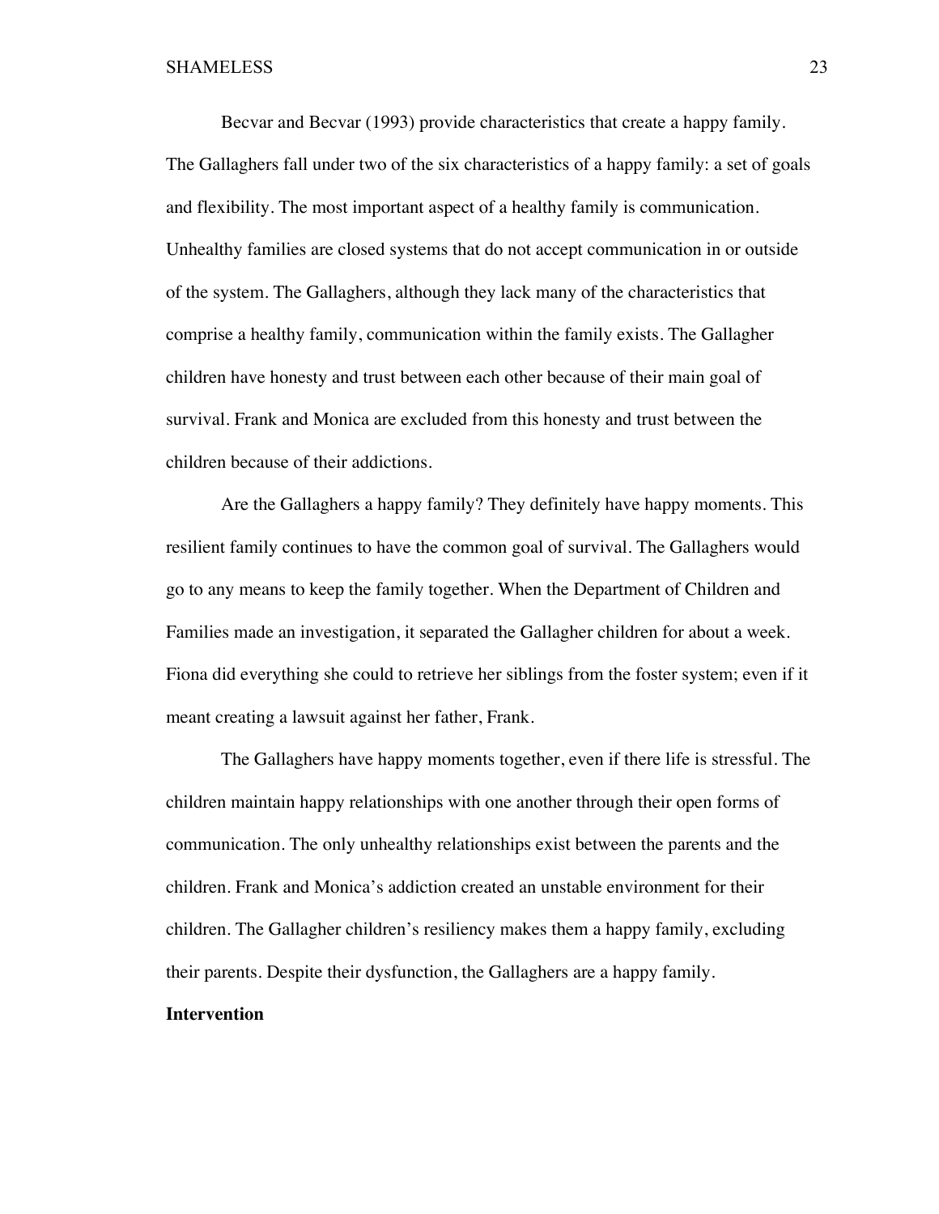Becvar and Becvar (1993) provide characteristics that create a happy family. The Gallaghers fall under two of the six characteristics of a happy family: a set of goals and flexibility. The most important aspect of a healthy family is communication. Unhealthy families are closed systems that do not accept communication in or outside of the system. The Gallaghers, although they lack many of the characteristics that comprise a healthy family, communication within the family exists. The Gallagher children have honesty and trust between each other because of their main goal of survival. Frank and Monica are excluded from this honesty and trust between the children because of their addictions.

Are the Gallaghers a happy family? They definitely have happy moments. This resilient family continues to have the common goal of survival. The Gallaghers would go to any means to keep the family together. When the Department of Children and Families made an investigation, it separated the Gallagher children for about a week. Fiona did everything she could to retrieve her siblings from the foster system; even if it meant creating a lawsuit against her father, Frank.

The Gallaghers have happy moments together, even if there life is stressful. The children maintain happy relationships with one another through their open forms of communication. The only unhealthy relationships exist between the parents and the children. Frank and Monica's addiction created an unstable environment for their children. The Gallagher children's resiliency makes them a happy family, excluding their parents. Despite their dysfunction, the Gallaghers are a happy family.

**Intervention**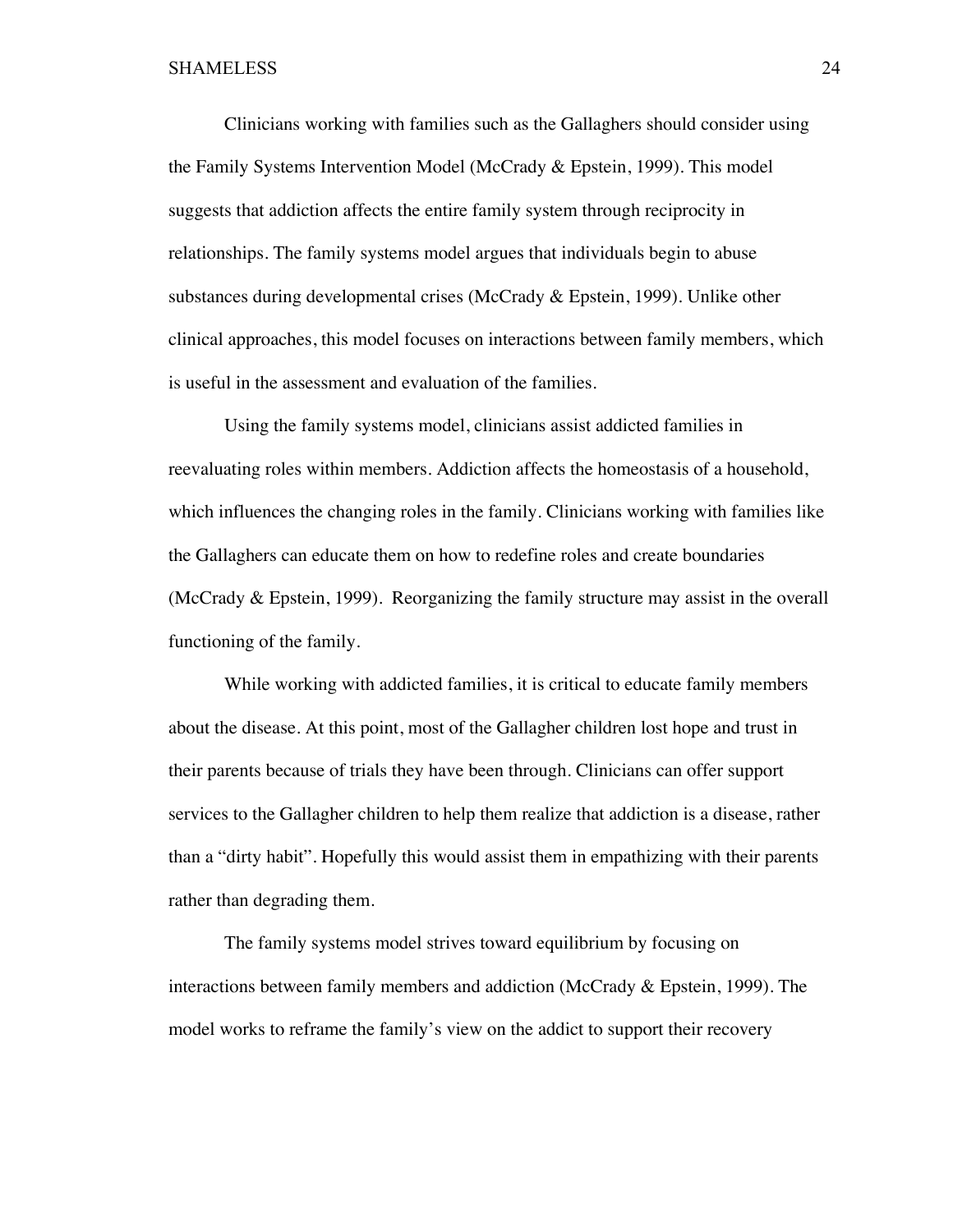Clinicians working with families such as the Gallaghers should consider using the Family Systems Intervention Model (McCrady & Epstein, 1999). This model suggests that addiction affects the entire family system through reciprocity in relationships. The family systems model argues that individuals begin to abuse substances during developmental crises (McCrady & Epstein, 1999). Unlike other clinical approaches, this model focuses on interactions between family members, which is useful in the assessment and evaluation of the families.

Using the family systems model, clinicians assist addicted families in reevaluating roles within members. Addiction affects the homeostasis of a household, which influences the changing roles in the family. Clinicians working with families like the Gallaghers can educate them on how to redefine roles and create boundaries (McCrady & Epstein, 1999). Reorganizing the family structure may assist in the overall functioning of the family.

While working with addicted families, it is critical to educate family members about the disease. At this point, most of the Gallagher children lost hope and trust in their parents because of trials they have been through. Clinicians can offer support services to the Gallagher children to help them realize that addiction is a disease, rather than a "dirty habit". Hopefully this would assist them in empathizing with their parents rather than degrading them.

The family systems model strives toward equilibrium by focusing on interactions between family members and addiction (McCrady & Epstein, 1999). The model works to reframe the family's view on the addict to support their recovery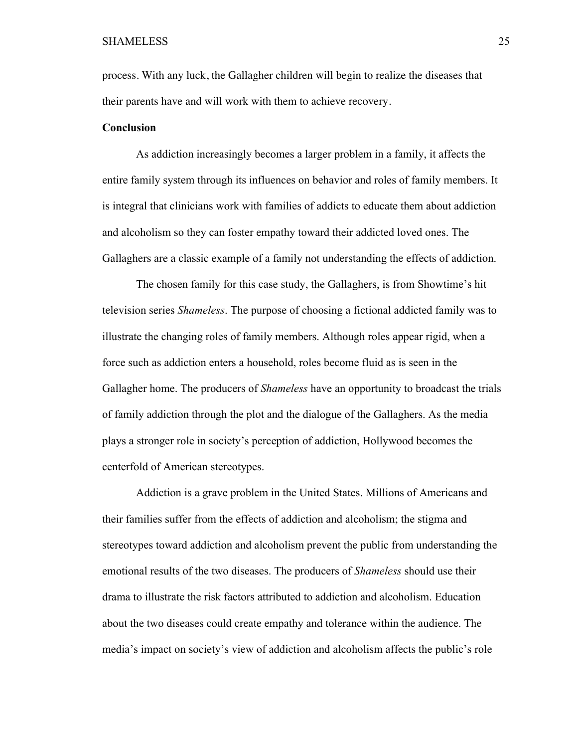process. With any luck, the Gallagher children will begin to realize the diseases that their parents have and will work with them to achieve recovery.

**Conclusion**

As addiction increasingly becomes a larger problem in a family, it affects the entire family system through its influences on behavior and roles of family members. It is integral that clinicians work with families of addicts to educate them about addiction and alcoholism so they can foster empathy toward their addicted loved ones. The Gallaghers are a classic example of a family not understanding the effects of addiction.

The chosen family for this case study, the Gallaghers, is from Showtime's hit television series *Shameless*. The purpose of choosing a fictional addicted family was to illustrate the changing roles of family members. Although roles appear rigid, when a force such as addiction enters a household, roles become fluid as is seen in the Gallagher home. The producers of *Shameless* have an opportunity to broadcast the trials of family addiction through the plot and the dialogue of the Gallaghers. As the media plays a stronger role in society's perception of addiction, Hollywood becomes the centerfold of American stereotypes.

Addiction is a grave problem in the United States. Millions of Americans and their families suffer from the effects of addiction and alcoholism; the stigma and stereotypes toward addiction and alcoholism prevent the public from understanding the emotional results of the two diseases. The producers of *Shameless* should use their drama to illustrate the risk factors attributed to addiction and alcoholism. Education about the two diseases could create empathy and tolerance within the audience. The media's impact on society's view of addiction and alcoholism affects the public's role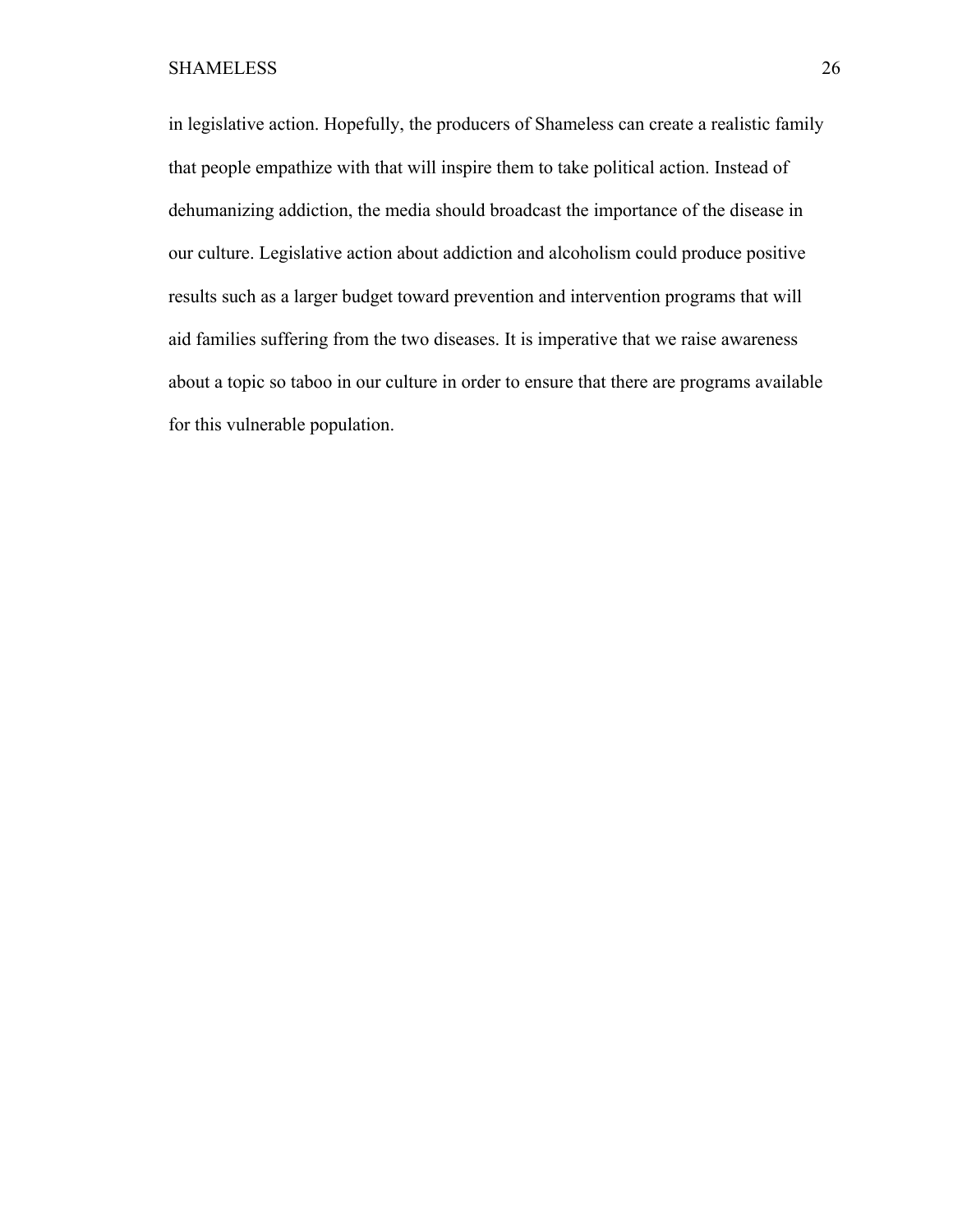in legislative action. Hopefully, the producers of Shameless can create a realistic family that people empathize with that will inspire them to take political action. Instead of dehumanizing addiction, the media should broadcast the importance of the disease in our culture. Legislative action about addiction and alcoholism could produce positive results such as a larger budget toward prevention and intervention programs that will aid families suffering from the two diseases. It is imperative that we raise awareness about a topic so taboo in our culture in order to ensure that there are programs available for this vulnerable population.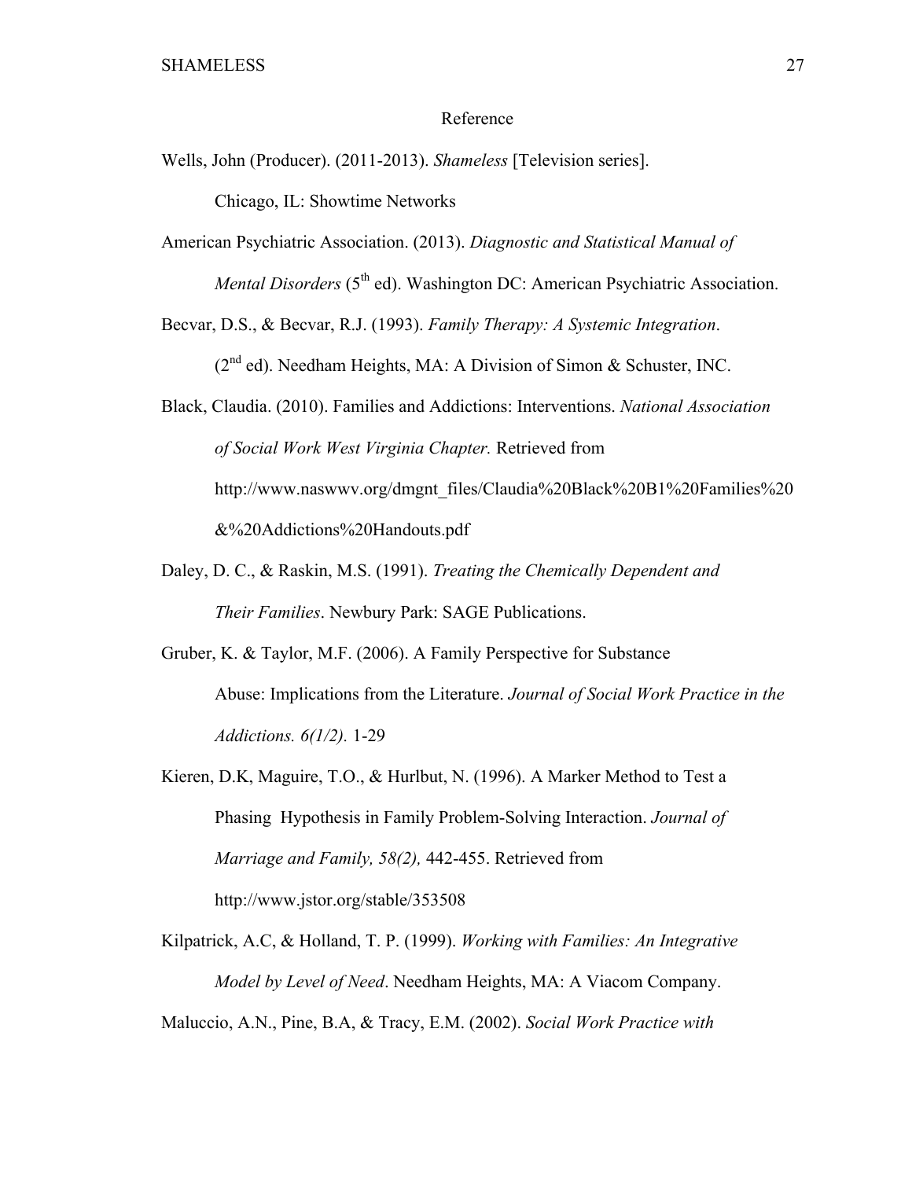Reference

Wells, John (Producer). (2011-2013). *Shameless* [Television series]. Chicago, IL: Showtime Networks

American Psychiatric Association. (2013). *Diagnostic and Statistical Manual of Mental Disorders* (5th ed). Washington DC: American Psychiatric Association.

Becvar, D.S., & Becvar, R.J. (1993). *Family Therapy: A Systemic Integration*. (2nd ed). Needham Heights, MA: A Division of Simon & Schuster, INC.

Black, Claudia. (2010). Families and Addictions: Interventions. *National Association of Social Work West Virginia Chapter.* Retrieved from http://www.naswwv.org/dmgnt_files/Claudia%20Black%20B1%20Families%20&%20Addictions%20Handouts.pdf

Daley, D. C., & Raskin, M.S. (1991). *Treating the Chemically Dependent and Their Families*. Newbury Park: SAGE Publications.

Gruber, K. & Taylor, M.F. (2006). A Family Perspective for Substance Abuse: Implications from the Literature. *Journal of Social Work Practice in the Addictions. 6(1/2).* 1-29

Kieren, D.K, Maguire, T.O., & Hurlbut, N. (1996). A Marker Method to Test a Phasing Hypothesis in Family Problem-Solving Interaction. *Journal of Marriage and Family, 58(2),* 442-455. Retrieved from http://www.jstor.org/stable/353508

Kilpatrick, A.C, & Holland, T. P. (1999). *Working with Families: An Integrative Model by Level of Need*. Needham Heights, MA: A Viacom Company.

Maluccio, A.N., Pine, B.A, & Tracy, E.M. (2002). *Social Work Practice with*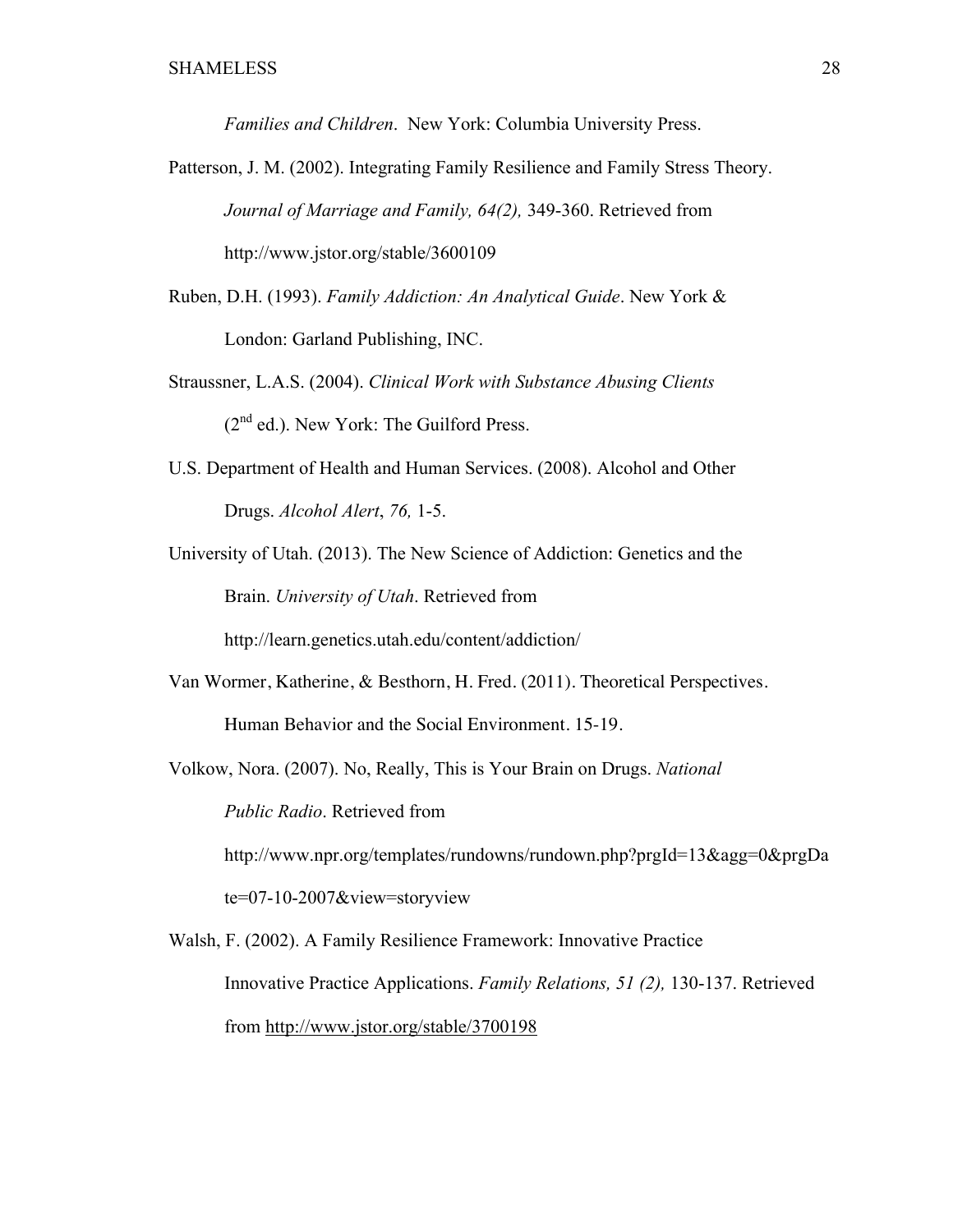*Families and Children*. New York: Columbia University Press.

Patterson, J. M. (2002). Integrating Family Resilience and Family Stress Theory. *Journal of Marriage and Family, 64(2),* 349-360. Retrieved from http://www.jstor.org/stable/3600109

Ruben, D.H. (1993). *Family Addiction: An Analytical Guide*. New York & London: Garland Publishing, INC.

Straussner, L.A.S. (2004). *Clinical Work with Substance Abusing Clients* (2nd ed.). New York: The Guilford Press.

U.S. Department of Health and Human Services. (2008). Alcohol and Other Drugs. *Alcohol Alert*, *76,* 1-5.

University of Utah. (2013). The New Science of Addiction: Genetics and the Brain. *University of Utah*. Retrieved from http://learn.genetics.utah.edu/content/addiction/

Van Wormer, Katherine, & Besthorn, H. Fred. (2011). Theoretical Perspectives. Human Behavior and the Social Environment. 15-19.

Volkow, Nora. (2007). No, Really, This is Your Brain on Drugs. *National Public Radio*. Retrieved from http://www.npr.org/templates/rundowns/rundown.php?prgId=13&agg=0&prgDate=07-10-2007&view=storyview

Walsh, F. (2002). A Family Resilience Framework: Innovative Practice Innovative Practice Applications. *Family Relations, 51 (2),* 130-137. Retrieved from http://www.jstor.org/stable/3700198